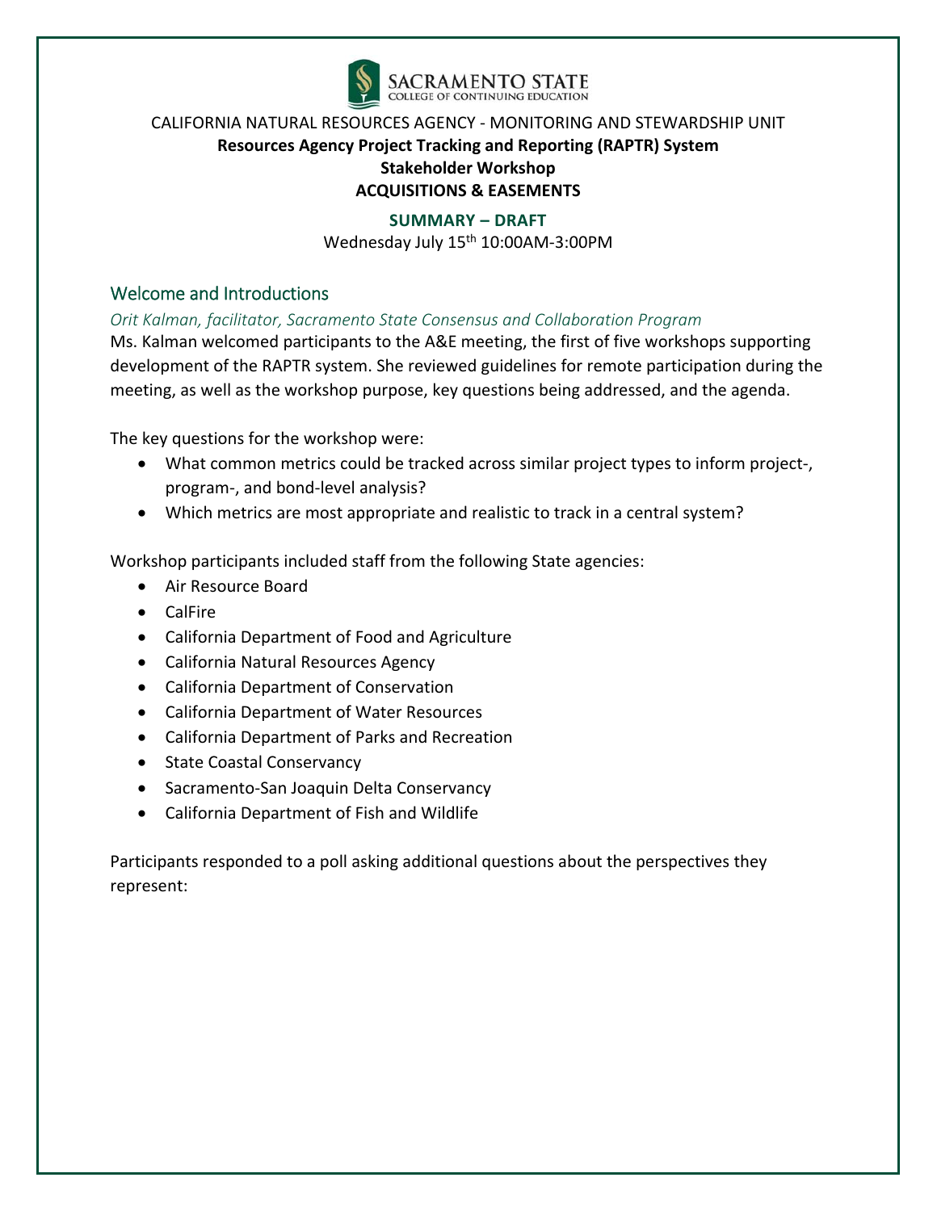SACRAMENTO STATE
COLLEGE OF CONTINUING EDUCATION

CALIFORNIA NATURAL RESOURCES AGENCY - MONITORING AND STEWARDSHIP UNIT

**Resources Agency Project Tracking and Reporting (RAPTR) System**

**Stakeholder Workshop**

**ACQUISITIONS & EASEMENTS**

**SUMMARY – DRAFT**

Wednesday July 15th 10:00AM-3:00PM

## Welcome and Introductions

*Orit Kalman, facilitator, Sacramento State Consensus and Collaboration Program*

Ms. Kalman welcomed participants to the A&E meeting, the first of five workshops supporting development of the RAPTR system. She reviewed guidelines for remote participation during the meeting, as well as the workshop purpose, key questions being addressed, and the agenda.

The key questions for the workshop were:

- What common metrics could be tracked across similar project types to inform project-, program-, and bond-level analysis?
- Which metrics are most appropriate and realistic to track in a central system?

Workshop participants included staff from the following State agencies:

- Air Resource Board
- CalFire
- California Department of Food and Agriculture
- California Natural Resources Agency
- California Department of Conservation
- California Department of Water Resources
- California Department of Parks and Recreation
- State Coastal Conservancy
- Sacramento-San Joaquin Delta Conservancy
- California Department of Fish and Wildlife

Participants responded to a poll asking additional questions about the perspectives they represent: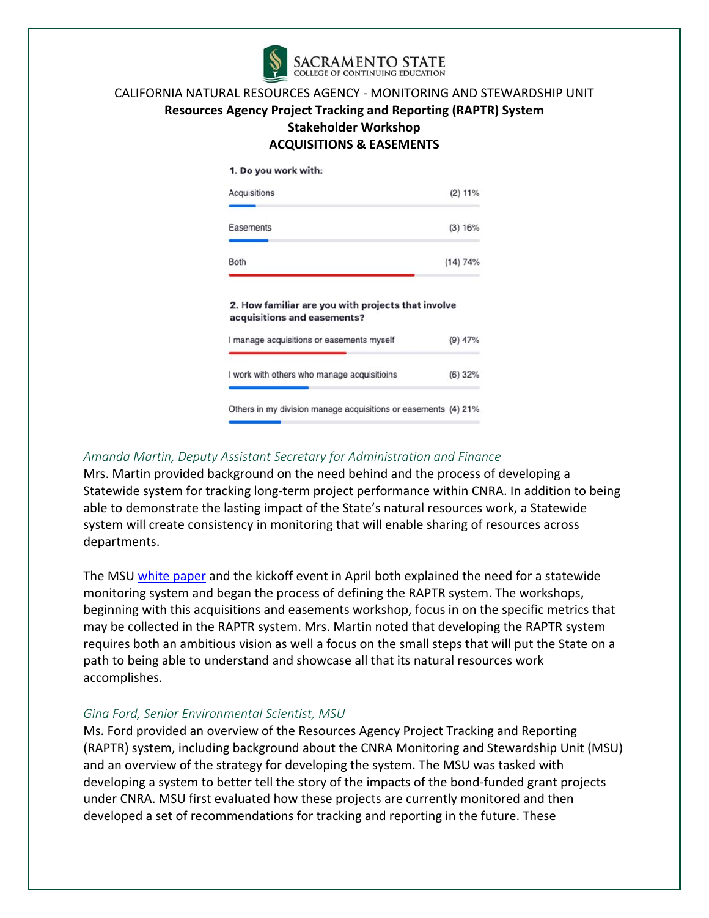SACRAMENTO STATE
COLLEGE OF CONTINUING EDUCATION

CALIFORNIA NATURAL RESOURCES AGENCY - MONITORING AND STEWARDSHIP UNIT

**Resources Agency Project Tracking and Reporting (RAPTR) System**

**Stakeholder Workshop**

**ACQUISITIONS & EASEMENTS**

**1. Do you work with:**

| Response | Count | Percent |
|---|---|---|
| Acquisitions | (2) | 11% |
| Easements | (3) | 16% |
| Both | (14) | 74% |

**2. How familiar are you with projects that involve acquisitions and easements?**

| Response | Count | Percent |
|---|---|---|
| I manage acquisitions or easements myself | (9) | 47% |
| I work with others who manage acquisitioins | (6) | 32% |
| Others in my division manage acquisitions or easements | (4) | 21% |

*Amanda Martin, Deputy Assistant Secretary for Administration and Finance*

Mrs. Martin provided background on the need behind and the process of developing a Statewide system for tracking long-term project performance within CNRA. In addition to being able to demonstrate the lasting impact of the State's natural resources work, a Statewide system will create consistency in monitoring that will enable sharing of resources across departments.

The MSU white paper and the kickoff event in April both explained the need for a statewide monitoring system and began the process of defining the RAPTR system. The workshops, beginning with this acquisitions and easements workshop, focus in on the specific metrics that may be collected in the RAPTR system. Mrs. Martin noted that developing the RAPTR system requires both an ambitious vision as well a focus on the small steps that will put the State on a path to being able to understand and showcase all that its natural resources work accomplishes.

*Gina Ford, Senior Environmental Scientist, MSU*

Ms. Ford provided an overview of the Resources Agency Project Tracking and Reporting (RAPTR) system, including background about the CNRA Monitoring and Stewardship Unit (MSU) and an overview of the strategy for developing the system. The MSU was tasked with developing a system to better tell the story of the impacts of the bond-funded grant projects under CNRA. MSU first evaluated how these projects are currently monitored and then developed a set of recommendations for tracking and reporting in the future. These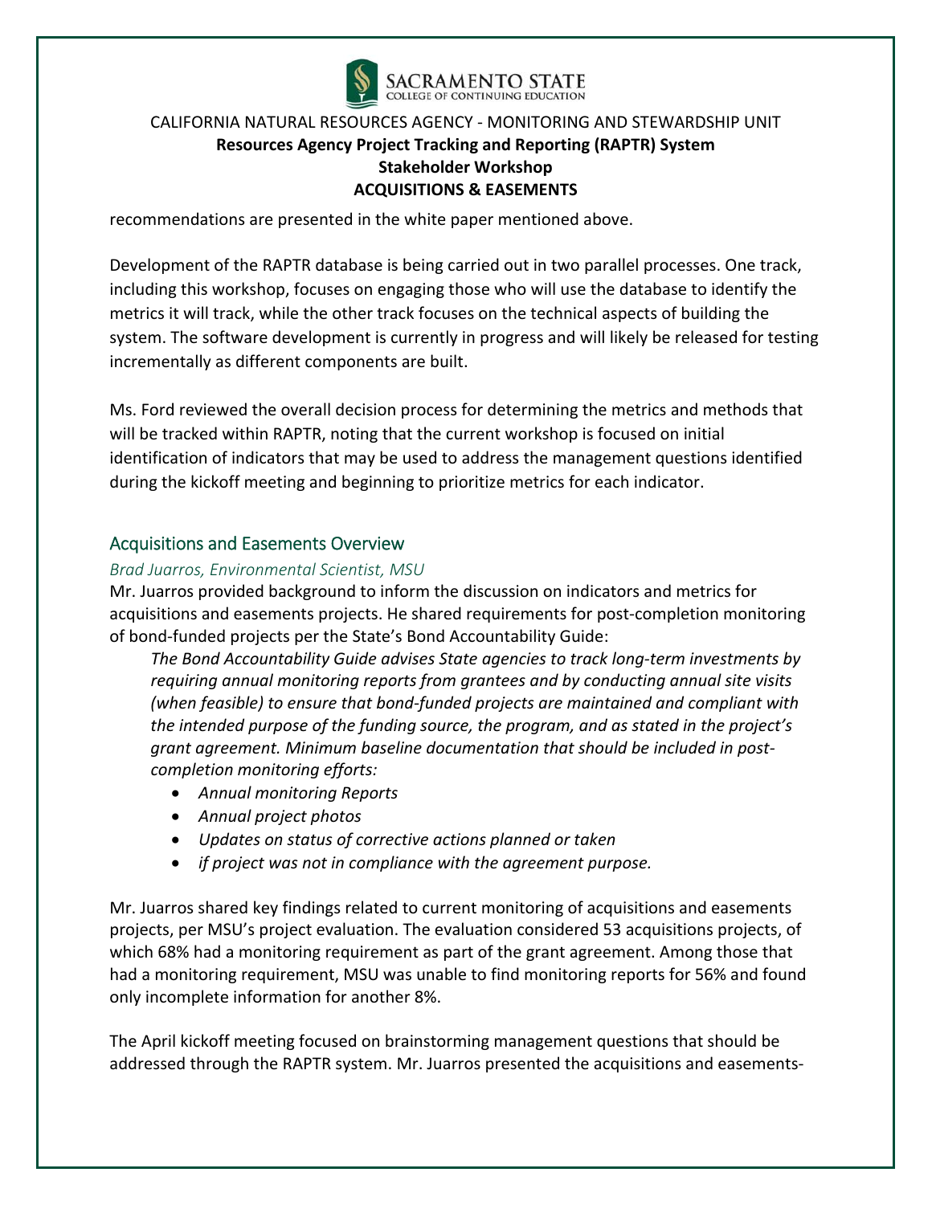recommendations are presented in the white paper mentioned above.

Development of the RAPTR database is being carried out in two parallel processes. One track, including this workshop, focuses on engaging those who will use the database to identify the metrics it will track, while the other track focuses on the technical aspects of building the system. The software development is currently in progress and will likely be released for testing incrementally as different components are built.

Ms. Ford reviewed the overall decision process for determining the metrics and methods that will be tracked within RAPTR, noting that the current workshop is focused on initial identification of indicators that may be used to address the management questions identified during the kickoff meeting and beginning to prioritize metrics for each indicator.

## Acquisitions and Easements Overview

*Brad Juarros, Environmental Scientist, MSU*

Mr. Juarros provided background to inform the discussion on indicators and metrics for acquisitions and easements projects. He shared requirements for post-completion monitoring of bond-funded projects per the State's Bond Accountability Guide:

> *The Bond Accountability Guide advises State agencies to track long-term investments by requiring annual monitoring reports from grantees and by conducting annual site visits (when feasible) to ensure that bond-funded projects are maintained and compliant with the intended purpose of the funding source, the program, and as stated in the project's grant agreement. Minimum baseline documentation that should be included in post-completion monitoring efforts:*
>
> - *Annual monitoring Reports*
> - *Annual project photos*
> - *Updates on status of corrective actions planned or taken*
> - *if project was not in compliance with the agreement purpose.*

Mr. Juarros shared key findings related to current monitoring of acquisitions and easements projects, per MSU's project evaluation. The evaluation considered 53 acquisitions projects, of which 68% had a monitoring requirement as part of the grant agreement. Among those that had a monitoring requirement, MSU was unable to find monitoring reports for 56% and found only incomplete information for another 8%.

The April kickoff meeting focused on brainstorming management questions that should be addressed through the RAPTR system. Mr. Juarros presented the acquisitions and easements-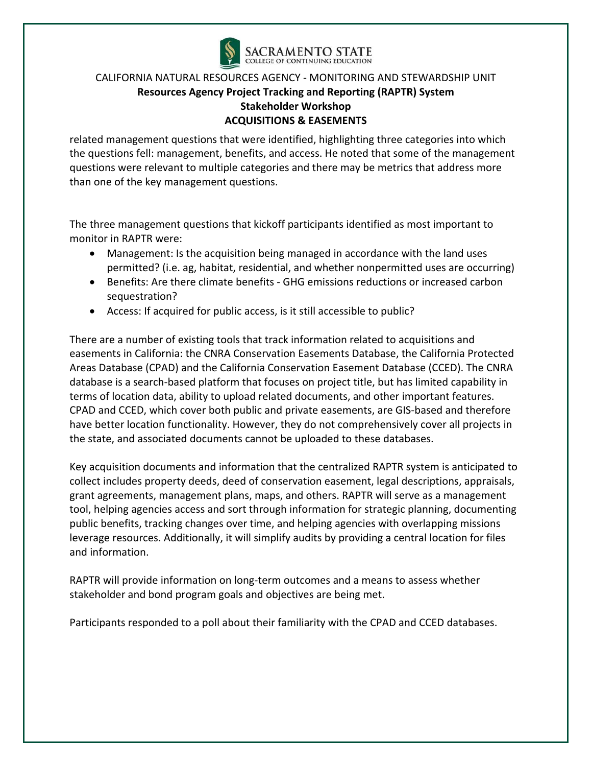related management questions that were identified, highlighting three categories into which the questions fell: management, benefits, and access. He noted that some of the management questions were relevant to multiple categories and there may be metrics that address more than one of the key management questions.

The three management questions that kickoff participants identified as most important to monitor in RAPTR were:

- Management: Is the acquisition being managed in accordance with the land uses permitted? (i.e. ag, habitat, residential, and whether nonpermitted uses are occurring)
- Benefits: Are there climate benefits - GHG emissions reductions or increased carbon sequestration?
- Access: If acquired for public access, is it still accessible to public?

There are a number of existing tools that track information related to acquisitions and easements in California: the CNRA Conservation Easements Database, the California Protected Areas Database (CPAD) and the California Conservation Easement Database (CCED). The CNRA database is a search-based platform that focuses on project title, but has limited capability in terms of location data, ability to upload related documents, and other important features. CPAD and CCED, which cover both public and private easements, are GIS-based and therefore have better location functionality. However, they do not comprehensively cover all projects in the state, and associated documents cannot be uploaded to these databases.

Key acquisition documents and information that the centralized RAPTR system is anticipated to collect includes property deeds, deed of conservation easement, legal descriptions, appraisals, grant agreements, management plans, maps, and others. RAPTR will serve as a management tool, helping agencies access and sort through information for strategic planning, documenting public benefits, tracking changes over time, and helping agencies with overlapping missions leverage resources. Additionally, it will simplify audits by providing a central location for files and information.

RAPTR will provide information on long-term outcomes and a means to assess whether stakeholder and bond program goals and objectives are being met.

Participants responded to a poll about their familiarity with the CPAD and CCED databases.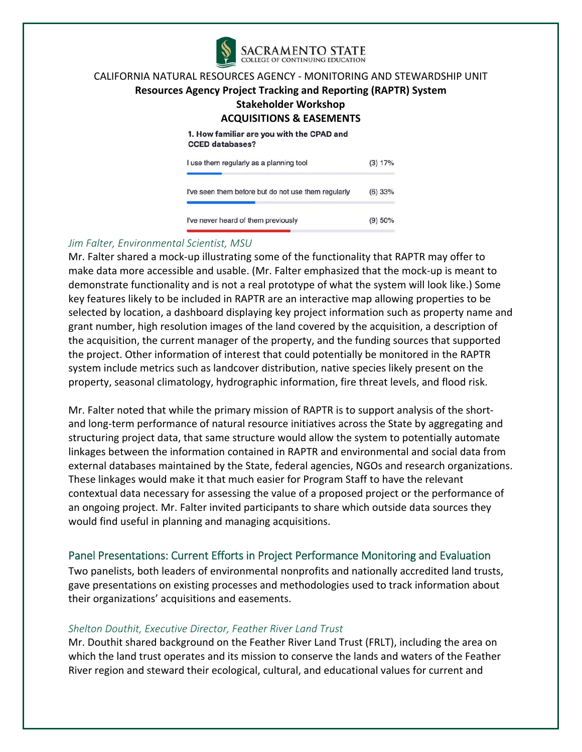CALIFORNIA NATURAL RESOURCES AGENCY - MONITORING AND STEWARDSHIP UNIT

**Resources Agency Project Tracking and Reporting (RAPTR) System**

**Stakeholder Workshop**

**ACQUISITIONS & EASEMENTS**

**1. How familiar are you with the CPAD and CCED databases?**

| Response | Count (%) |
|---|---|
| I use them regularly as a planning tool | (3) 17% |
| I've seen them before but do not use them regularly | (6) 33% |
| I've never heard of them previously | (9) 50% |

*Jim Falter, Environmental Scientist, MSU*

Mr. Falter shared a mock-up illustrating some of the functionality that RAPTR may offer to make data more accessible and usable. (Mr. Falter emphasized that the mock-up is meant to demonstrate functionality and is not a real prototype of what the system will look like.) Some key features likely to be included in RAPTR are an interactive map allowing properties to be selected by location, a dashboard displaying key project information such as property name and grant number, high resolution images of the land covered by the acquisition, a description of the acquisition, the current manager of the property, and the funding sources that supported the project. Other information of interest that could potentially be monitored in the RAPTR system include metrics such as landcover distribution, native species likely present on the property, seasonal climatology, hydrographic information, fire threat levels, and flood risk.

Mr. Falter noted that while the primary mission of RAPTR is to support analysis of the short- and long-term performance of natural resource initiatives across the State by aggregating and structuring project data, that same structure would allow the system to potentially automate linkages between the information contained in RAPTR and environmental and social data from external databases maintained by the State, federal agencies, NGOs and research organizations. These linkages would make it that much easier for Program Staff to have the relevant contextual data necessary for assessing the value of a proposed project or the performance of an ongoing project. Mr. Falter invited participants to share which outside data sources they would find useful in planning and managing acquisitions.

## Panel Presentations: Current Efforts in Project Performance Monitoring and Evaluation

Two panelists, both leaders of environmental nonprofits and nationally accredited land trusts, gave presentations on existing processes and methodologies used to track information about their organizations' acquisitions and easements.

*Shelton Douthit, Executive Director, Feather River Land Trust*

Mr. Douthit shared background on the Feather River Land Trust (FRLT), including the area on which the land trust operates and its mission to conserve the lands and waters of the Feather River region and steward their ecological, cultural, and educational values for current and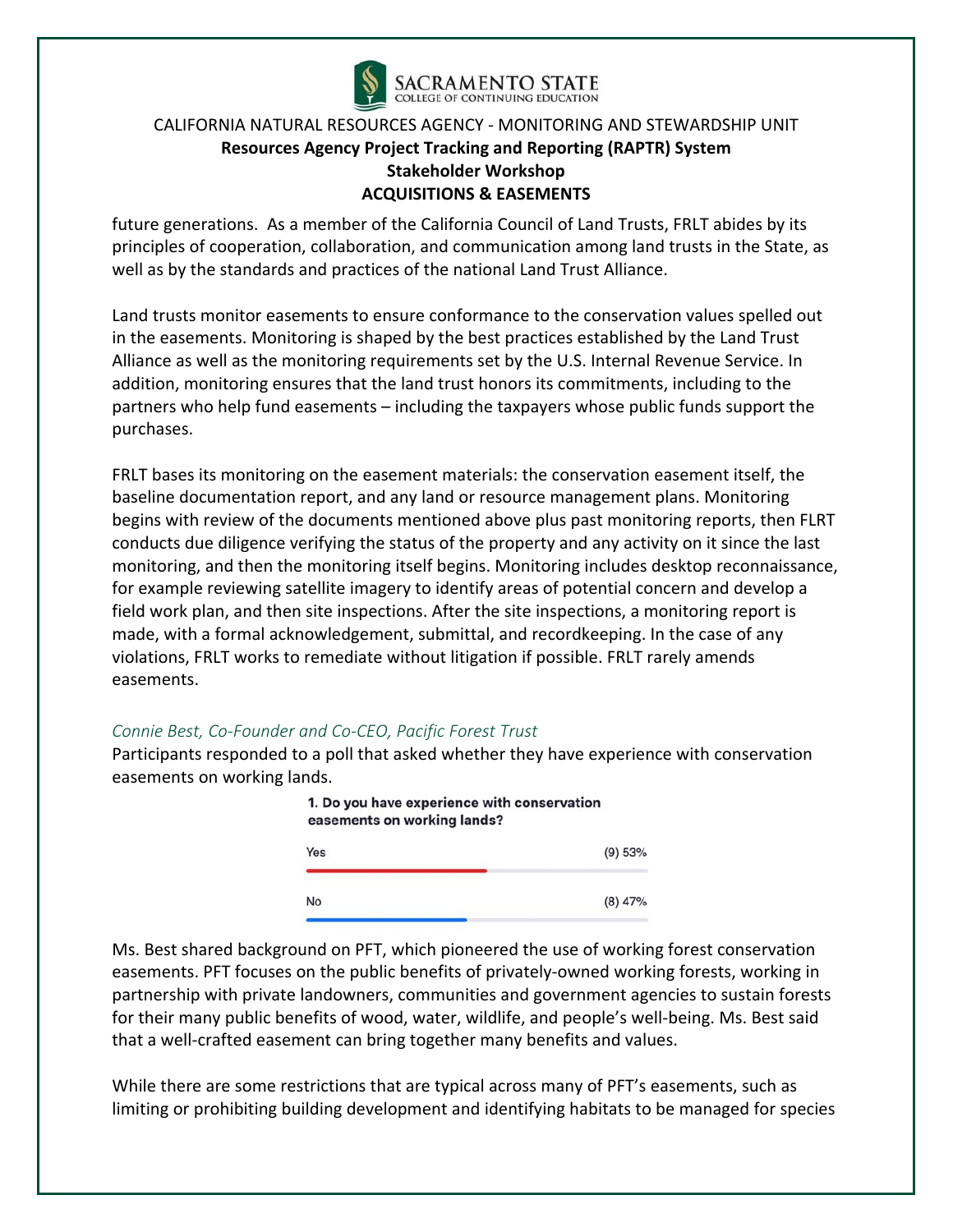future generations. As a member of the California Council of Land Trusts, FRLT abides by its principles of cooperation, collaboration, and communication among land trusts in the State, as well as by the standards and practices of the national Land Trust Alliance.

Land trusts monitor easements to ensure conformance to the conservation values spelled out in the easements. Monitoring is shaped by the best practices established by the Land Trust Alliance as well as the monitoring requirements set by the U.S. Internal Revenue Service. In addition, monitoring ensures that the land trust honors its commitments, including to the partners who help fund easements – including the taxpayers whose public funds support the purchases.

FRLT bases its monitoring on the easement materials: the conservation easement itself, the baseline documentation report, and any land or resource management plans. Monitoring begins with review of the documents mentioned above plus past monitoring reports, then FLRT conducts due diligence verifying the status of the property and any activity on it since the last monitoring, and then the monitoring itself begins. Monitoring includes desktop reconnaissance, for example reviewing satellite imagery to identify areas of potential concern and develop a field work plan, and then site inspections. After the site inspections, a monitoring report is made, with a formal acknowledgement, submittal, and recordkeeping. In the case of any violations, FRLT works to remediate without litigation if possible. FRLT rarely amends easements.

*Connie Best, Co-Founder and Co-CEO, Pacific Forest Trust*

Participants responded to a poll that asked whether they have experience with conservation easements on working lands.

**1. Do you have experience with conservation easements on working lands?**

| Response | Result |
|---|---|
| Yes | (9) 53% |
| No | (8) 47% |

Ms. Best shared background on PFT, which pioneered the use of working forest conservation easements. PFT focuses on the public benefits of privately-owned working forests, working in partnership with private landowners, communities and government agencies to sustain forests for their many public benefits of wood, water, wildlife, and people's well-being. Ms. Best said that a well-crafted easement can bring together many benefits and values.

While there are some restrictions that are typical across many of PFT's easements, such as limiting or prohibiting building development and identifying habitats to be managed for species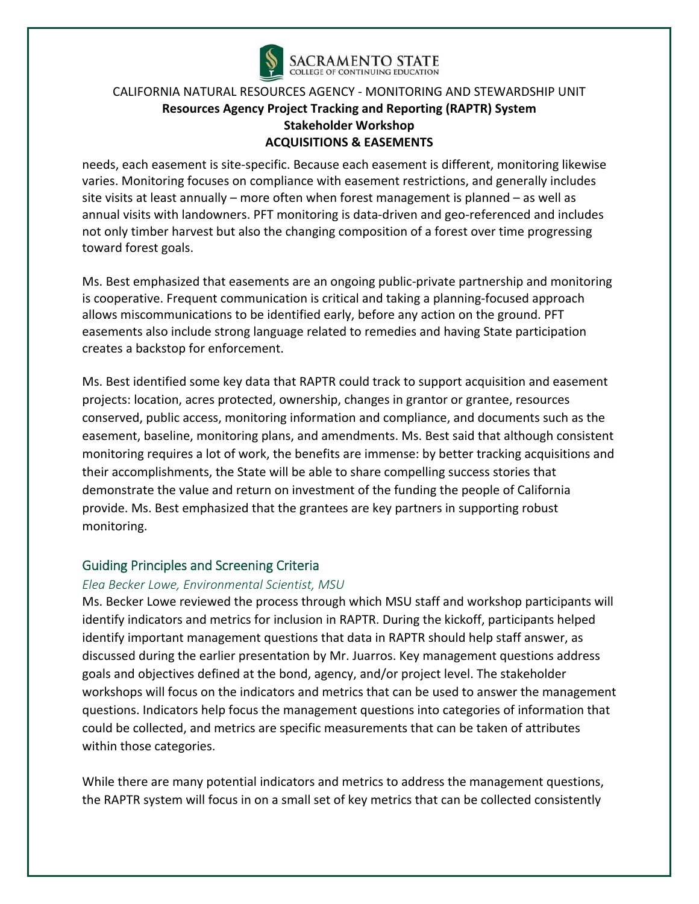needs, each easement is site-specific. Because each easement is different, monitoring likewise varies. Monitoring focuses on compliance with easement restrictions, and generally includes site visits at least annually – more often when forest management is planned – as well as annual visits with landowners. PFT monitoring is data-driven and geo-referenced and includes not only timber harvest but also the changing composition of a forest over time progressing toward forest goals.

Ms. Best emphasized that easements are an ongoing public-private partnership and monitoring is cooperative. Frequent communication is critical and taking a planning-focused approach allows miscommunications to be identified early, before any action on the ground. PFT easements also include strong language related to remedies and having State participation creates a backstop for enforcement.

Ms. Best identified some key data that RAPTR could track to support acquisition and easement projects: location, acres protected, ownership, changes in grantor or grantee, resources conserved, public access, monitoring information and compliance, and documents such as the easement, baseline, monitoring plans, and amendments. Ms. Best said that although consistent monitoring requires a lot of work, the benefits are immense: by better tracking acquisitions and their accomplishments, the State will be able to share compelling success stories that demonstrate the value and return on investment of the funding the people of California provide. Ms. Best emphasized that the grantees are key partners in supporting robust monitoring.

## Guiding Principles and Screening Criteria

*Elea Becker Lowe, Environmental Scientist, MSU*

Ms. Becker Lowe reviewed the process through which MSU staff and workshop participants will identify indicators and metrics for inclusion in RAPTR. During the kickoff, participants helped identify important management questions that data in RAPTR should help staff answer, as discussed during the earlier presentation by Mr. Juarros. Key management questions address goals and objectives defined at the bond, agency, and/or project level. The stakeholder workshops will focus on the indicators and metrics that can be used to answer the management questions. Indicators help focus the management questions into categories of information that could be collected, and metrics are specific measurements that can be taken of attributes within those categories.

While there are many potential indicators and metrics to address the management questions, the RAPTR system will focus in on a small set of key metrics that can be collected consistently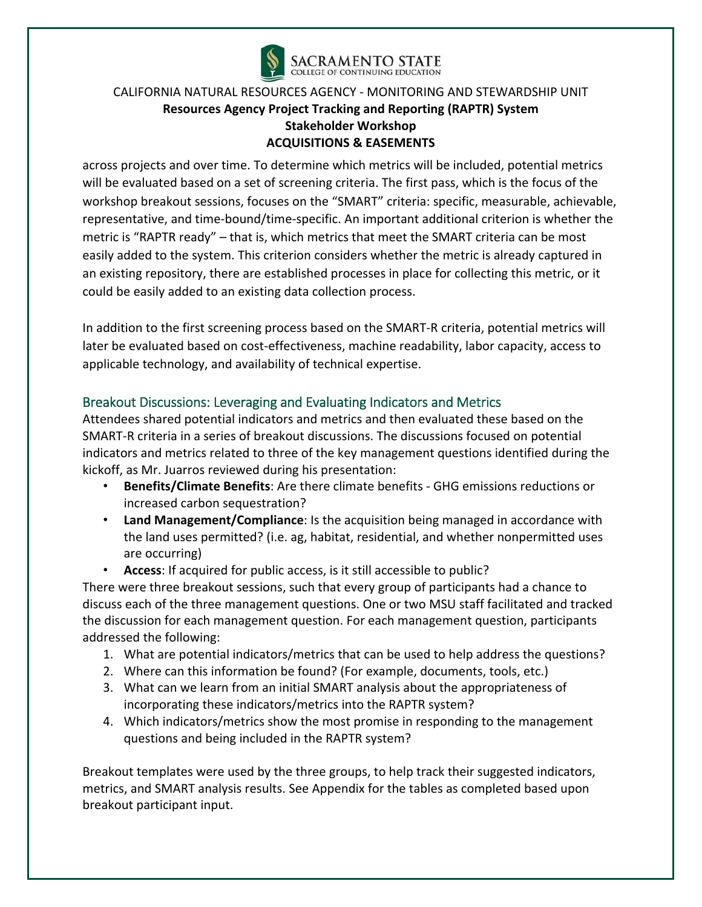across projects and over time. To determine which metrics will be included, potential metrics will be evaluated based on a set of screening criteria. The first pass, which is the focus of the workshop breakout sessions, focuses on the "SMART" criteria: specific, measurable, achievable, representative, and time-bound/time-specific. An important additional criterion is whether the metric is "RAPTR ready" – that is, which metrics that meet the SMART criteria can be most easily added to the system. This criterion considers whether the metric is already captured in an existing repository, there are established processes in place for collecting this metric, or it could be easily added to an existing data collection process.

In addition to the first screening process based on the SMART-R criteria, potential metrics will later be evaluated based on cost-effectiveness, machine readability, labor capacity, access to applicable technology, and availability of technical expertise.

## Breakout Discussions: Leveraging and Evaluating Indicators and Metrics

Attendees shared potential indicators and metrics and then evaluated these based on the SMART-R criteria in a series of breakout discussions. The discussions focused on potential indicators and metrics related to three of the key management questions identified during the kickoff, as Mr. Juarros reviewed during his presentation:

- **Benefits/Climate Benefits**: Are there climate benefits - GHG emissions reductions or increased carbon sequestration?
- **Land Management/Compliance**: Is the acquisition being managed in accordance with the land uses permitted? (i.e. ag, habitat, residential, and whether nonpermitted uses are occurring)
- **Access**: If acquired for public access, is it still accessible to public?

There were three breakout sessions, such that every group of participants had a chance to discuss each of the three management questions. One or two MSU staff facilitated and tracked the discussion for each management question. For each management question, participants addressed the following:

1. What are potential indicators/metrics that can be used to help address the questions?
2. Where can this information be found? (For example, documents, tools, etc.)
3. What can we learn from an initial SMART analysis about the appropriateness of incorporating these indicators/metrics into the RAPTR system?
4. Which indicators/metrics show the most promise in responding to the management questions and being included in the RAPTR system?

Breakout templates were used by the three groups, to help track their suggested indicators, metrics, and SMART analysis results. See Appendix for the tables as completed based upon breakout participant input.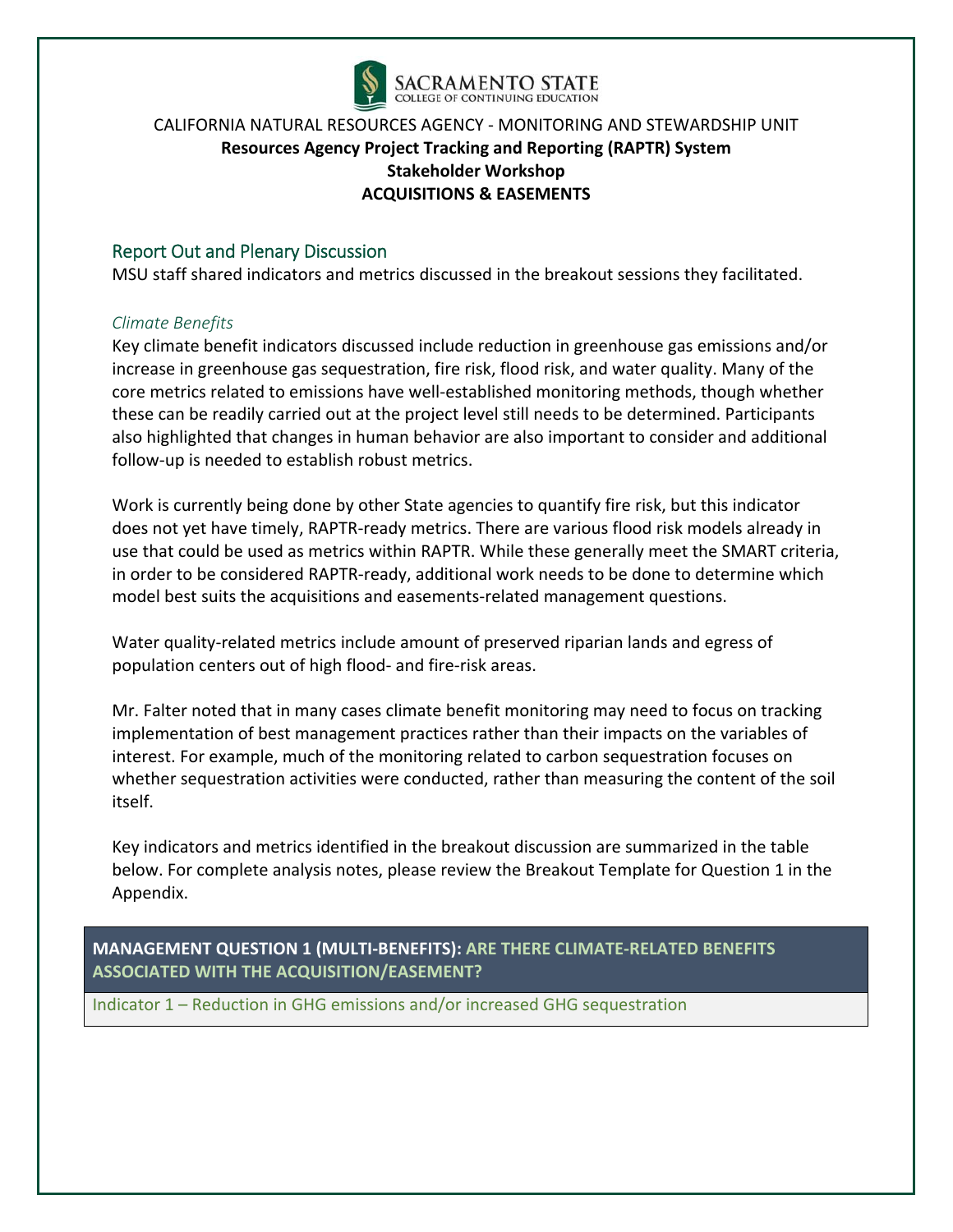CALIFORNIA NATURAL RESOURCES AGENCY - MONITORING AND STEWARDSHIP UNIT
**Resources Agency Project Tracking and Reporting (RAPTR) System**
**Stakeholder Workshop**
**ACQUISITIONS & EASEMENTS**

## Report Out and Plenary Discussion

MSU staff shared indicators and metrics discussed in the breakout sessions they facilitated.

### *Climate Benefits*

Key climate benefit indicators discussed include reduction in greenhouse gas emissions and/or increase in greenhouse gas sequestration, fire risk, flood risk, and water quality. Many of the core metrics related to emissions have well-established monitoring methods, though whether these can be readily carried out at the project level still needs to be determined. Participants also highlighted that changes in human behavior are also important to consider and additional follow-up is needed to establish robust metrics.

Work is currently being done by other State agencies to quantify fire risk, but this indicator does not yet have timely, RAPTR-ready metrics. There are various flood risk models already in use that could be used as metrics within RAPTR. While these generally meet the SMART criteria, in order to be considered RAPTR-ready, additional work needs to be done to determine which model best suits the acquisitions and easements-related management questions.

Water quality-related metrics include amount of preserved riparian lands and egress of population centers out of high flood- and fire-risk areas.

Mr. Falter noted that in many cases climate benefit monitoring may need to focus on tracking implementation of best management practices rather than their impacts on the variables of interest. For example, much of the monitoring related to carbon sequestration focuses on whether sequestration activities were conducted, rather than measuring the content of the soil itself.

Key indicators and metrics identified in the breakout discussion are summarized in the table below. For complete analysis notes, please review the Breakout Template for Question 1 in the Appendix.

| **MANAGEMENT QUESTION 1 (MULTI-BENEFITS): ARE THERE CLIMATE-RELATED BENEFITS ASSOCIATED WITH THE ACQUISITION/EASEMENT?** |
|---|
| Indicator 1 – Reduction in GHG emissions and/or increased GHG sequestration |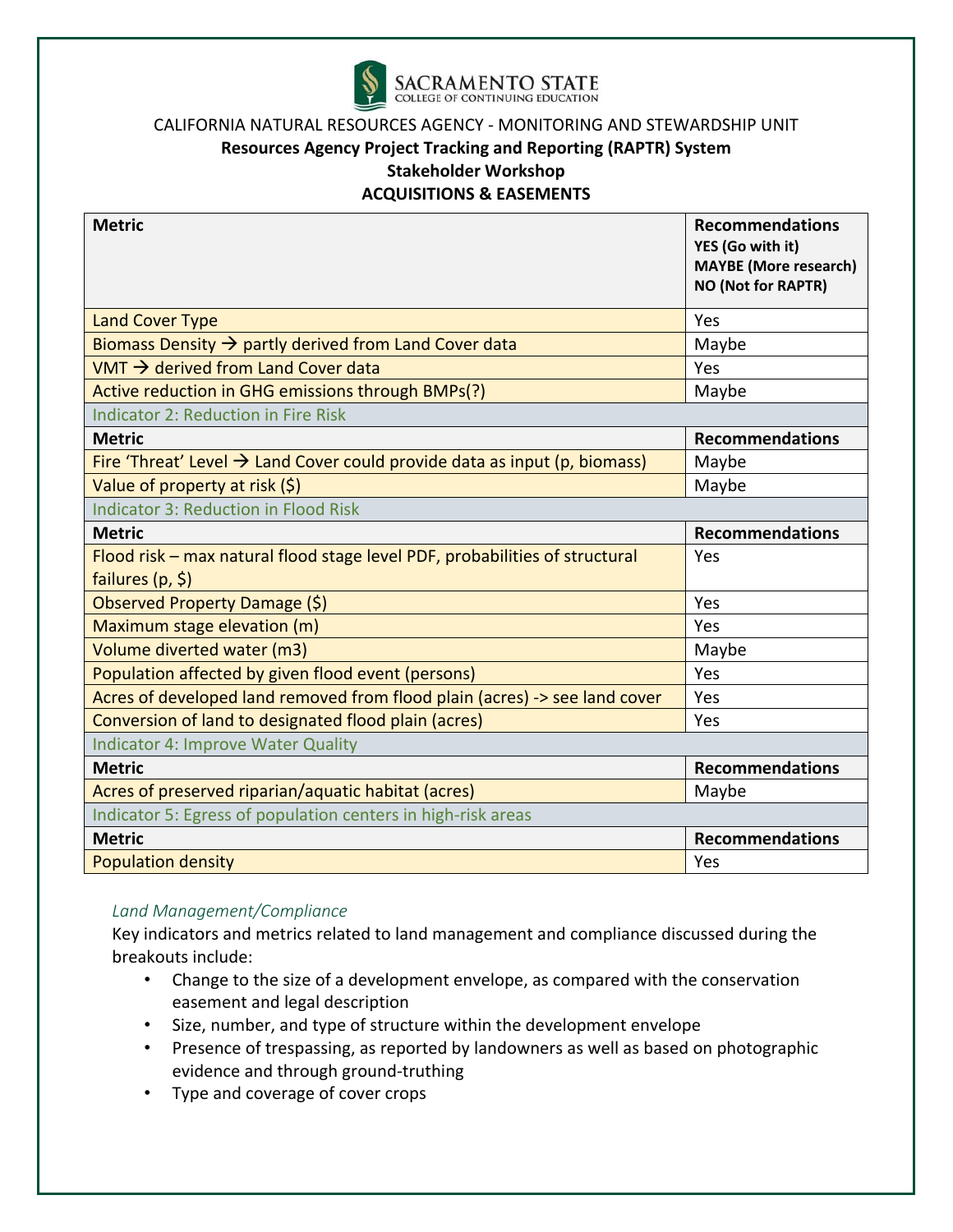CALIFORNIA NATURAL RESOURCES AGENCY - MONITORING AND STEWARDSHIP UNIT

**Resources Agency Project Tracking and Reporting (RAPTR) System**

**Stakeholder Workshop**

**ACQUISITIONS & EASEMENTS**

| **Metric** | **Recommendations** **YES (Go with it)** **MAYBE (More research)** **NO (Not for RAPTR)** |
|---|---|
| Land Cover Type | Yes |
| Biomass Density → partly derived from Land Cover data | Maybe |
| VMT → derived from Land Cover data | Yes |
| Active reduction in GHG emissions through BMPs(?) | Maybe |
| Indicator 2: Reduction in Fire Risk | |
| **Metric** | **Recommendations** |
| Fire 'Threat' Level → Land Cover could provide data as input (p, biomass) | Maybe |
| Value of property at risk ($) | Maybe |
| Indicator 3: Reduction in Flood Risk | |
| **Metric** | **Recommendations** |
| Flood risk – max natural flood stage level PDF, probabilities of structural failures (p, $) | Yes |
| Observed Property Damage ($) | Yes |
| Maximum stage elevation (m) | Yes |
| Volume diverted water (m3) | Maybe |
| Population affected by given flood event (persons) | Yes |
| Acres of developed land removed from flood plain (acres) -> see land cover | Yes |
| Conversion of land to designated flood plain (acres) | Yes |
| Indicator 4: Improve Water Quality | |
| **Metric** | **Recommendations** |
| Acres of preserved riparian/aquatic habitat (acres) | Maybe |
| Indicator 5: Egress of population centers in high-risk areas | |
| **Metric** | **Recommendations** |
| Population density | Yes |

*Land Management/Compliance*

Key indicators and metrics related to land management and compliance discussed during the breakouts include:

- Change to the size of a development envelope, as compared with the conservation easement and legal description
- Size, number, and type of structure within the development envelope
- Presence of trespassing, as reported by landowners as well as based on photographic evidence and through ground-truthing
- Type and coverage of cover crops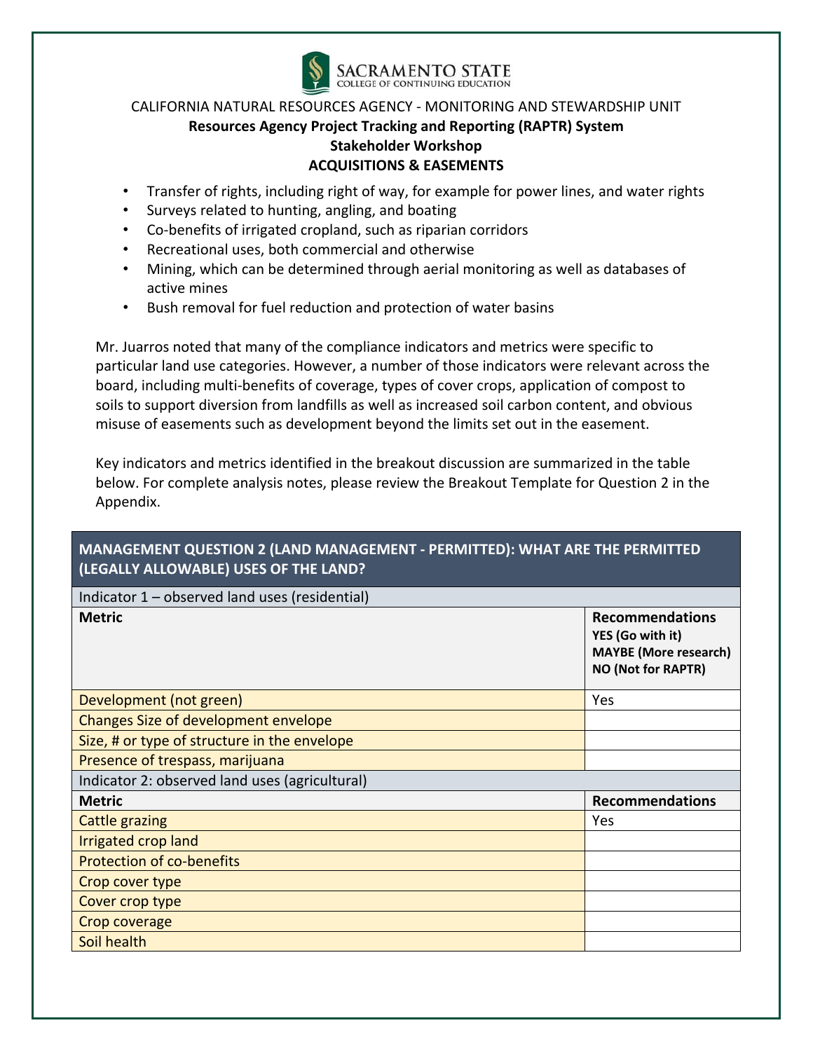CALIFORNIA NATURAL RESOURCES AGENCY - MONITORING AND STEWARDSHIP UNIT

**Resources Agency Project Tracking and Reporting (RAPTR) System**

**Stakeholder Workshop**

**ACQUISITIONS & EASEMENTS**

- Transfer of rights, including right of way, for example for power lines, and water rights
- Surveys related to hunting, angling, and boating
- Co-benefits of irrigated cropland, such as riparian corridors
- Recreational uses, both commercial and otherwise
- Mining, which can be determined through aerial monitoring as well as databases of active mines
- Bush removal for fuel reduction and protection of water basins

Mr. Juarros noted that many of the compliance indicators and metrics were specific to particular land use categories. However, a number of those indicators were relevant across the board, including multi-benefits of coverage, types of cover crops, application of compost to soils to support diversion from landfills as well as increased soil carbon content, and obvious misuse of easements such as development beyond the limits set out in the easement.

Key indicators and metrics identified in the breakout discussion are summarized in the table below. For complete analysis notes, please review the Breakout Template for Question 2 in the Appendix.

| **MANAGEMENT QUESTION 2 (LAND MANAGEMENT - PERMITTED): WHAT ARE THE PERMITTED (LEGALLY ALLOWABLE) USES OF THE LAND?** | |
|---|---|
| Indicator 1 – observed land uses (residential) | |
| **Metric** | **Recommendations** **YES (Go with it)** **MAYBE (More research)** **NO (Not for RAPTR)** |
| Development (not green) | Yes |
| Changes Size of development envelope | |
| Size, # or type of structure in the envelope | |
| Presence of trespass, marijuana | |
| Indicator 2: observed land uses (agricultural) | |
| **Metric** | **Recommendations** |
| Cattle grazing | Yes |
| Irrigated crop land | |
| Protection of co-benefits | |
| Crop cover type | |
| Cover crop type | |
| Crop coverage | |
| Soil health | |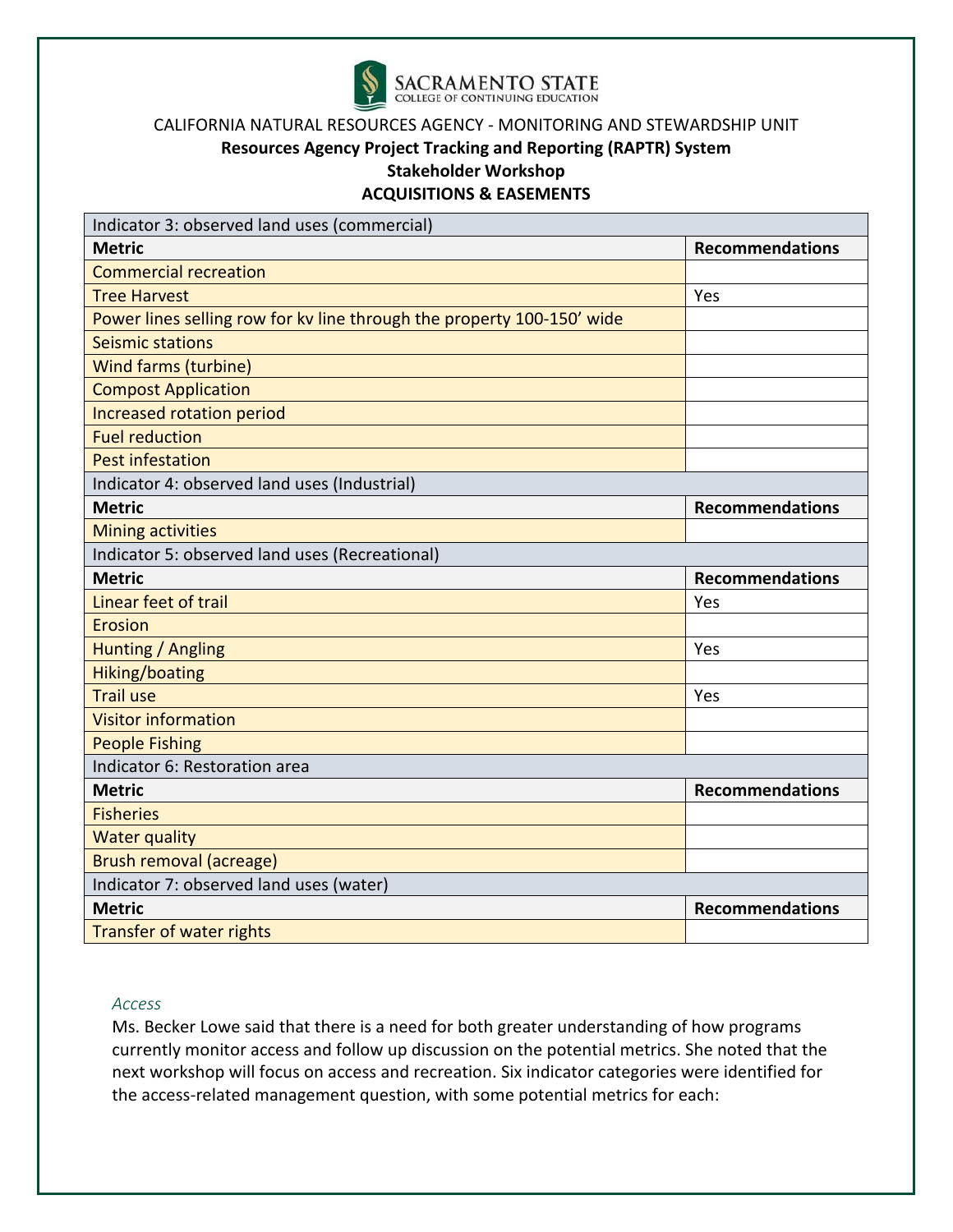CALIFORNIA NATURAL RESOURCES AGENCY - MONITORING AND STEWARDSHIP UNIT

**Resources Agency Project Tracking and Reporting (RAPTR) System**

**Stakeholder Workshop**

**ACQUISITIONS & EASEMENTS**

| Indicator 3: observed land uses (commercial) | |
|---|---|
| **Metric** | **Recommendations** |
| Commercial recreation | |
| Tree Harvest | Yes |
| Power lines selling row for kv line through the property 100-150' wide | |
| Seismic stations | |
| Wind farms (turbine) | |
| Compost Application | |
| Increased rotation period | |
| Fuel reduction | |
| Pest infestation | |
| Indicator 4: observed land uses (Industrial) | |
| **Metric** | **Recommendations** |
| Mining activities | |
| Indicator 5: observed land uses (Recreational) | |
| **Metric** | **Recommendations** |
| Linear feet of trail | Yes |
| Erosion | |
| Hunting / Angling | Yes |
| Hiking/boating | |
| Trail use | Yes |
| Visitor information | |
| People Fishing | |
| Indicator 6: Restoration area | |
| **Metric** | **Recommendations** |
| Fisheries | |
| Water quality | |
| Brush removal (acreage) | |
| Indicator 7: observed land uses (water) | |
| **Metric** | **Recommendations** |
| Transfer of water rights | |

*Access*

Ms. Becker Lowe said that there is a need for both greater understanding of how programs currently monitor access and follow up discussion on the potential metrics. She noted that the next workshop will focus on access and recreation. Six indicator categories were identified for the access-related management question, with some potential metrics for each: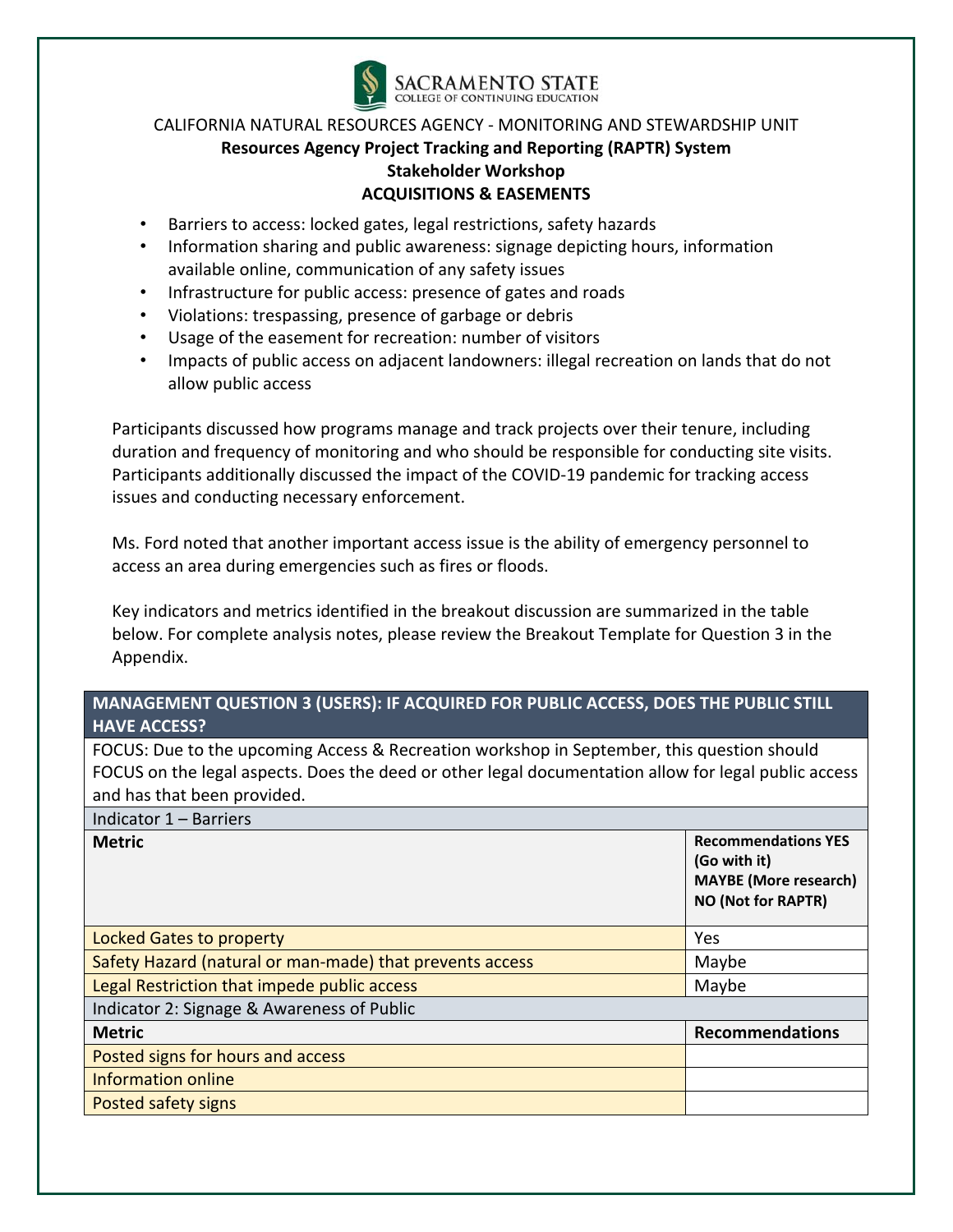CALIFORNIA NATURAL RESOURCES AGENCY - MONITORING AND STEWARDSHIP UNIT

**Resources Agency Project Tracking and Reporting (RAPTR) System**

**Stakeholder Workshop**

**ACQUISITIONS & EASEMENTS**

- Barriers to access: locked gates, legal restrictions, safety hazards
- Information sharing and public awareness: signage depicting hours, information available online, communication of any safety issues
- Infrastructure for public access: presence of gates and roads
- Violations: trespassing, presence of garbage or debris
- Usage of the easement for recreation: number of visitors
- Impacts of public access on adjacent landowners: illegal recreation on lands that do not allow public access

Participants discussed how programs manage and track projects over their tenure, including duration and frequency of monitoring and who should be responsible for conducting site visits. Participants additionally discussed the impact of the COVID-19 pandemic for tracking access issues and conducting necessary enforcement.

Ms. Ford noted that another important access issue is the ability of emergency personnel to access an area during emergencies such as fires or floods.

Key indicators and metrics identified in the breakout discussion are summarized in the table below. For complete analysis notes, please review the Breakout Template for Question 3 in the Appendix.

| **MANAGEMENT QUESTION 3 (USERS): IF ACQUIRED FOR PUBLIC ACCESS, DOES THE PUBLIC STILL HAVE ACCESS?** | |
|---|---|
| FOCUS: Due to the upcoming Access & Recreation workshop in September, this question should FOCUS on the legal aspects. Does the deed or other legal documentation allow for legal public access and has that been provided. | |
| Indicator 1 – Barriers | |
| **Metric** | **Recommendations YES (Go with it) MAYBE (More research) NO (Not for RAPTR)** |
| Locked Gates to property | Yes |
| Safety Hazard (natural or man-made) that prevents access | Maybe |
| Legal Restriction that impede public access | Maybe |
| Indicator 2: Signage & Awareness of Public | |
| **Metric** | **Recommendations** |
| Posted signs for hours and access | |
| Information online | |
| Posted safety signs | |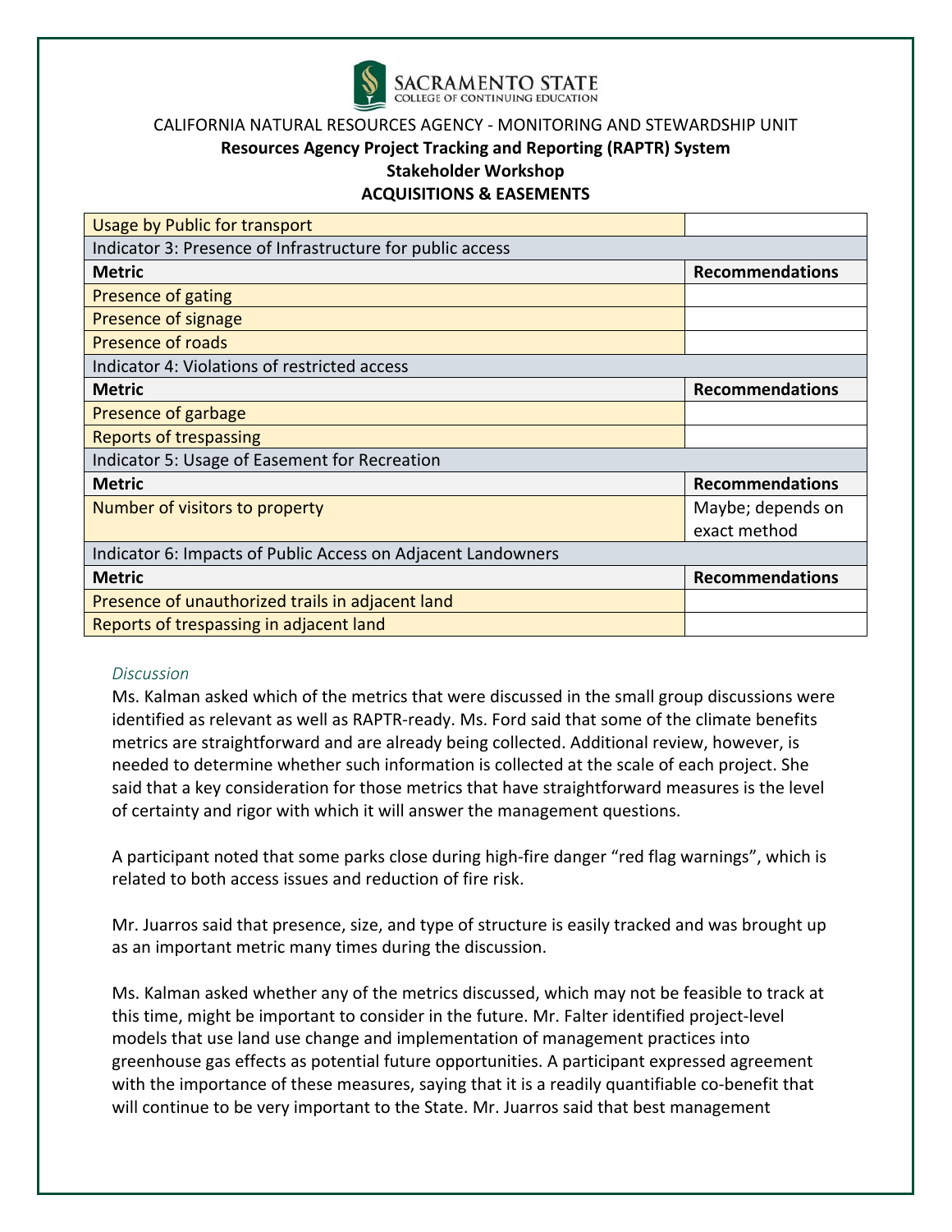CALIFORNIA NATURAL RESOURCES AGENCY - MONITORING AND STEWARDSHIP UNIT

**Resources Agency Project Tracking and Reporting (RAPTR) System**

**Stakeholder Workshop**

**ACQUISITIONS & EASEMENTS**

| Usage by Public for transport | |
|---|---|
| Indicator 3: Presence of Infrastructure for public access | |
| **Metric** | **Recommendations** |
| Presence of gating | |
| Presence of signage | |
| Presence of roads | |
| Indicator 4: Violations of restricted access | |
| **Metric** | **Recommendations** |
| Presence of garbage | |
| Reports of trespassing | |
| Indicator 5: Usage of Easement for Recreation | |
| **Metric** | **Recommendations** |
| Number of visitors to property | Maybe; depends on exact method |
| Indicator 6: Impacts of Public Access on Adjacent Landowners | |
| **Metric** | **Recommendations** |
| Presence of unauthorized trails in adjacent land | |
| Reports of trespassing in adjacent land | |

*Discussion*

Ms. Kalman asked which of the metrics that were discussed in the small group discussions were identified as relevant as well as RAPTR-ready. Ms. Ford said that some of the climate benefits metrics are straightforward and are already being collected. Additional review, however, is needed to determine whether such information is collected at the scale of each project. She said that a key consideration for those metrics that have straightforward measures is the level of certainty and rigor with which it will answer the management questions.

A participant noted that some parks close during high-fire danger "red flag warnings", which is related to both access issues and reduction of fire risk.

Mr. Juarros said that presence, size, and type of structure is easily tracked and was brought up as an important metric many times during the discussion.

Ms. Kalman asked whether any of the metrics discussed, which may not be feasible to track at this time, might be important to consider in the future. Mr. Falter identified project-level models that use land use change and implementation of management practices into greenhouse gas effects as potential future opportunities. A participant expressed agreement with the importance of these measures, saying that it is a readily quantifiable co-benefit that will continue to be very important to the State. Mr. Juarros said that best management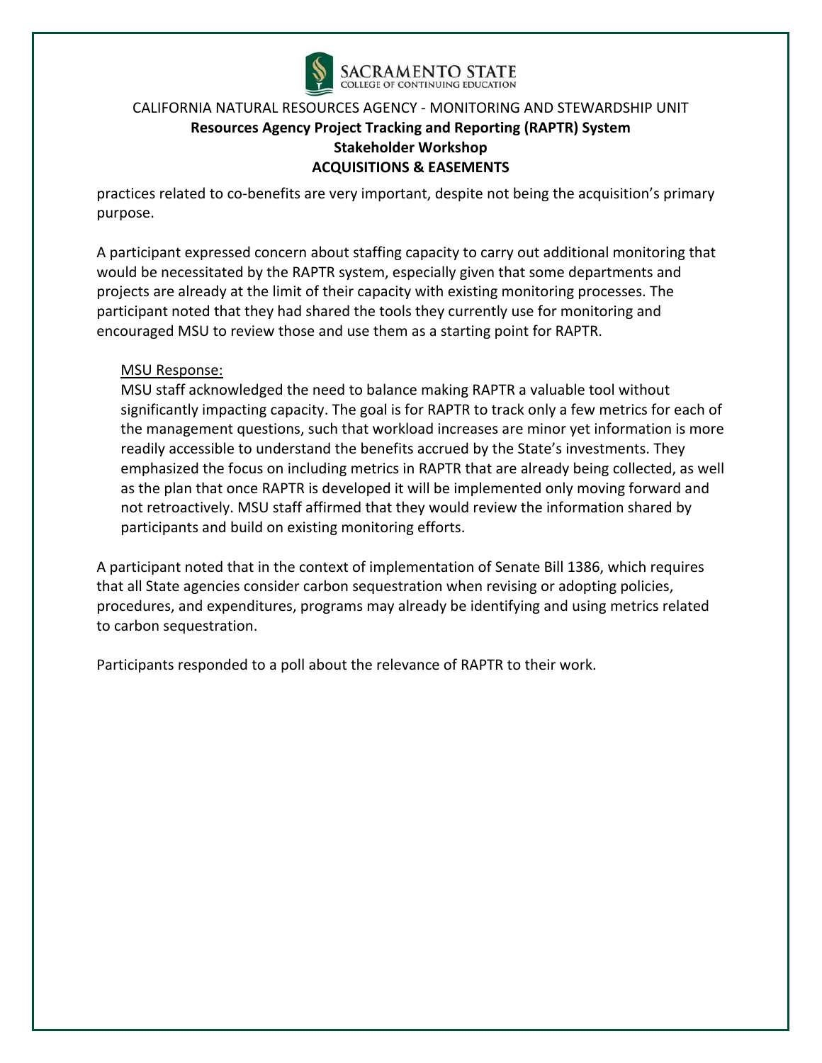practices related to co-benefits are very important, despite not being the acquisition's primary purpose.

A participant expressed concern about staffing capacity to carry out additional monitoring that would be necessitated by the RAPTR system, especially given that some departments and projects are already at the limit of their capacity with existing monitoring processes. The participant noted that they had shared the tools they currently use for monitoring and encouraged MSU to review those and use them as a starting point for RAPTR.

> MSU Response:
> MSU staff acknowledged the need to balance making RAPTR a valuable tool without significantly impacting capacity. The goal is for RAPTR to track only a few metrics for each of the management questions, such that workload increases are minor yet information is more readily accessible to understand the benefits accrued by the State's investments. They emphasized the focus on including metrics in RAPTR that are already being collected, as well as the plan that once RAPTR is developed it will be implemented only moving forward and not retroactively. MSU staff affirmed that they would review the information shared by participants and build on existing monitoring efforts.

A participant noted that in the context of implementation of Senate Bill 1386, which requires that all State agencies consider carbon sequestration when revising or adopting policies, procedures, and expenditures, programs may already be identifying and using metrics related to carbon sequestration.

Participants responded to a poll about the relevance of RAPTR to their work.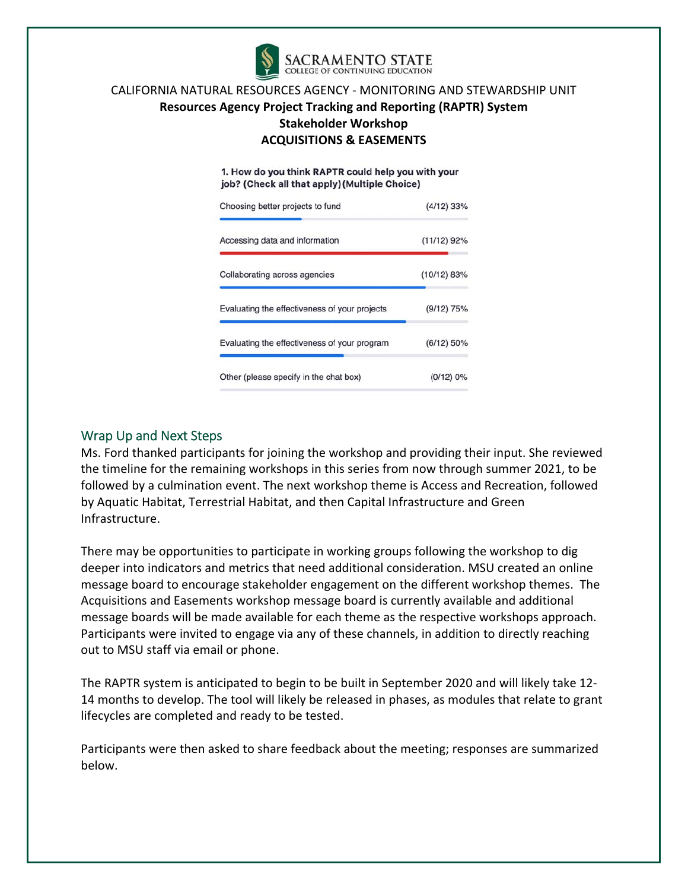CALIFORNIA NATURAL RESOURCES AGENCY - MONITORING AND STEWARDSHIP UNIT

**Resources Agency Project Tracking and Reporting (RAPTR) System**

**Stakeholder Workshop**

**ACQUISITIONS & EASEMENTS**

**1. How do you think RAPTR could help you with your job? (Check all that apply) (Multiple Choice)**

| Option | Responses |
| --- | --- |
| Choosing better projects to fund | (4/12) 33% |
| Accessing data and information | (11/12) 92% |
| Collaborating across agencies | (10/12) 83% |
| Evaluating the effectiveness of your projects | (9/12) 75% |
| Evaluating the effectiveness of your program | (6/12) 50% |
| Other (please specify in the chat box) | (0/12) 0% |

## Wrap Up and Next Steps

Ms. Ford thanked participants for joining the workshop and providing their input. She reviewed the timeline for the remaining workshops in this series from now through summer 2021, to be followed by a culmination event. The next workshop theme is Access and Recreation, followed by Aquatic Habitat, Terrestrial Habitat, and then Capital Infrastructure and Green Infrastructure.

There may be opportunities to participate in working groups following the workshop to dig deeper into indicators and metrics that need additional consideration. MSU created an online message board to encourage stakeholder engagement on the different workshop themes. The Acquisitions and Easements workshop message board is currently available and additional message boards will be made available for each theme as the respective workshops approach. Participants were invited to engage via any of these channels, in addition to directly reaching out to MSU staff via email or phone.

The RAPTR system is anticipated to begin to be built in September 2020 and will likely take 12-14 months to develop. The tool will likely be released in phases, as modules that relate to grant lifecycles are completed and ready to be tested.

Participants were then asked to share feedback about the meeting; responses are summarized below.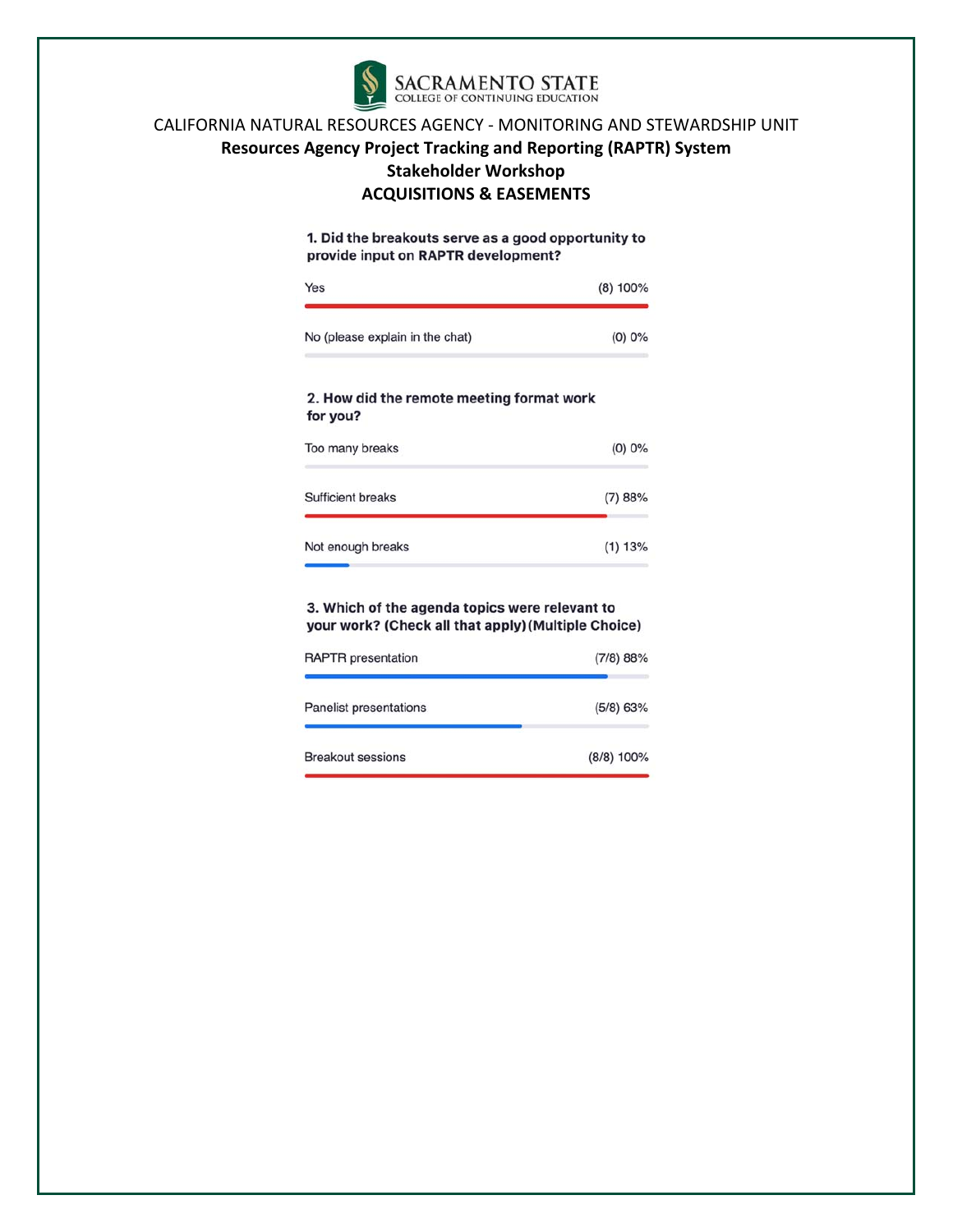SACRAMENTO STATE
COLLEGE OF CONTINUING EDUCATION

CALIFORNIA NATURAL RESOURCES AGENCY - MONITORING AND STEWARDSHIP UNIT

**Resources Agency Project Tracking and Reporting (RAPTR) System**

**Stakeholder Workshop**

**ACQUISITIONS & EASEMENTS**

**1. Did the breakouts serve as a good opportunity to provide input on RAPTR development?**

| Response | Result |
|---|---|
| Yes | (8) 100% |
| No (please explain in the chat) | (0) 0% |

**2. How did the remote meeting format work for you?**

| Response | Result |
|---|---|
| Too many breaks | (0) 0% |
| Sufficient breaks | (7) 88% |
| Not enough breaks | (1) 13% |

**3. Which of the agenda topics were relevant to your work? (Check all that apply) (Multiple Choice)**

| Response | Result |
|---|---|
| RAPTR presentation | (7/8) 88% |
| Panelist presentations | (5/8) 63% |
| Breakout sessions | (8/8) 100% |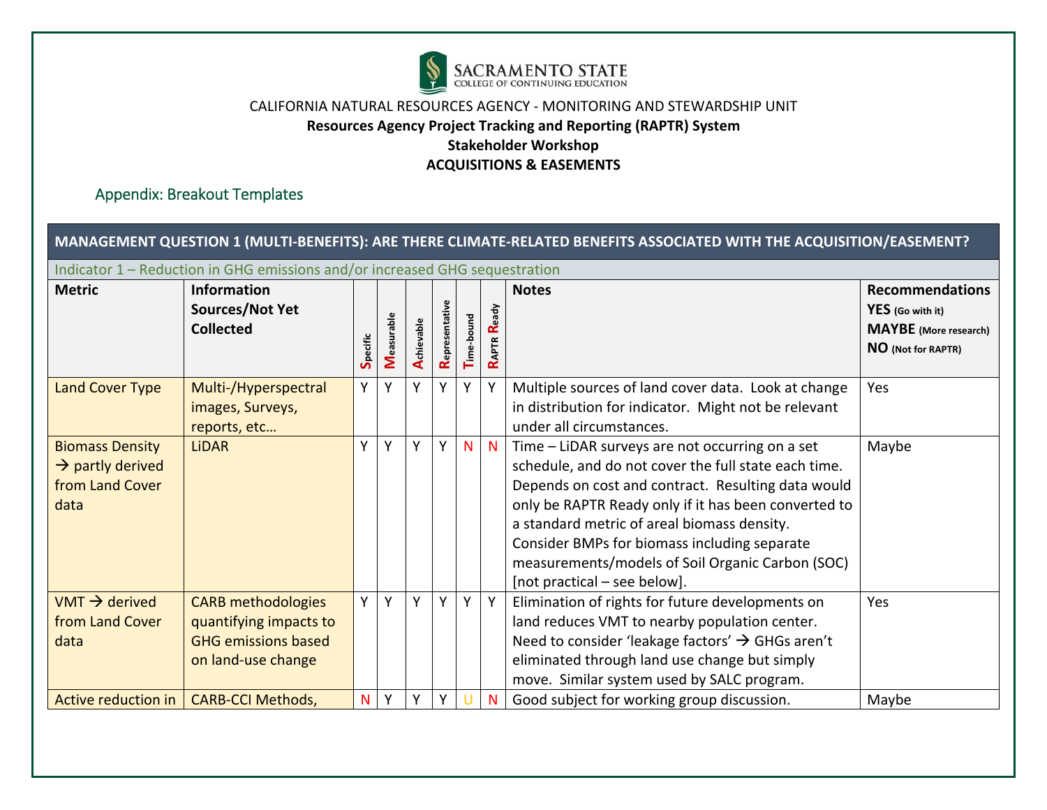CALIFORNIA NATURAL RESOURCES AGENCY - MONITORING AND STEWARDSHIP UNIT

**Resources Agency Project Tracking and Reporting (RAPTR) System**

**Stakeholder Workshop**

**ACQUISITIONS & EASEMENTS**

## Appendix: Breakout Templates

| **MANAGEMENT QUESTION 1 (MULTI-BENEFITS): ARE THERE CLIMATE-RELATED BENEFITS ASSOCIATED WITH THE ACQUISITION/EASEMENT?** | | | | | | | | | |
|---|---|---|---|---|---|---|---|---|---|
| Indicator 1 – Reduction in GHG emissions and/or increased GHG sequestration | | | | | | | | | |
| **Metric** | **Information Sources/Not Yet Collected** | **Specific** | **Measurable** | **Achievable** | **Representative** | **Time-bound** | **RAPTR Ready** | **Notes** | **Recommendations** **YES** (Go with it) **MAYBE** (More research) **NO** (Not for RAPTR) |
| Land Cover Type | Multi-/Hyperspectral images, Surveys, reports, etc… | Y | Y | Y | Y | Y | Y | Multiple sources of land cover data. Look at change in distribution for indicator. Might not be relevant under all circumstances. | Yes |
| Biomass Density → partly derived from Land Cover data | LiDAR | Y | Y | Y | Y | N | N | Time – LiDAR surveys are not occurring on a set schedule, and do not cover the full state each time. Depends on cost and contract. Resulting data would only be RAPTR Ready only if it has been converted to a standard metric of areal biomass density. Consider BMPs for biomass including separate measurements/models of Soil Organic Carbon (SOC) [not practical – see below]. | Maybe |
| VMT → derived from Land Cover data | CARB methodologies quantifying impacts to GHG emissions based on land-use change | Y | Y | Y | Y | Y | Y | Elimination of rights for future developments on land reduces VMT to nearby population center. Need to consider 'leakage factors' → GHGs aren't eliminated through land use change but simply move. Similar system used by SALC program. | Yes |
| Active reduction in | CARB-CCI Methods, | N | Y | Y | Y | U | N | Good subject for working group discussion. | Maybe |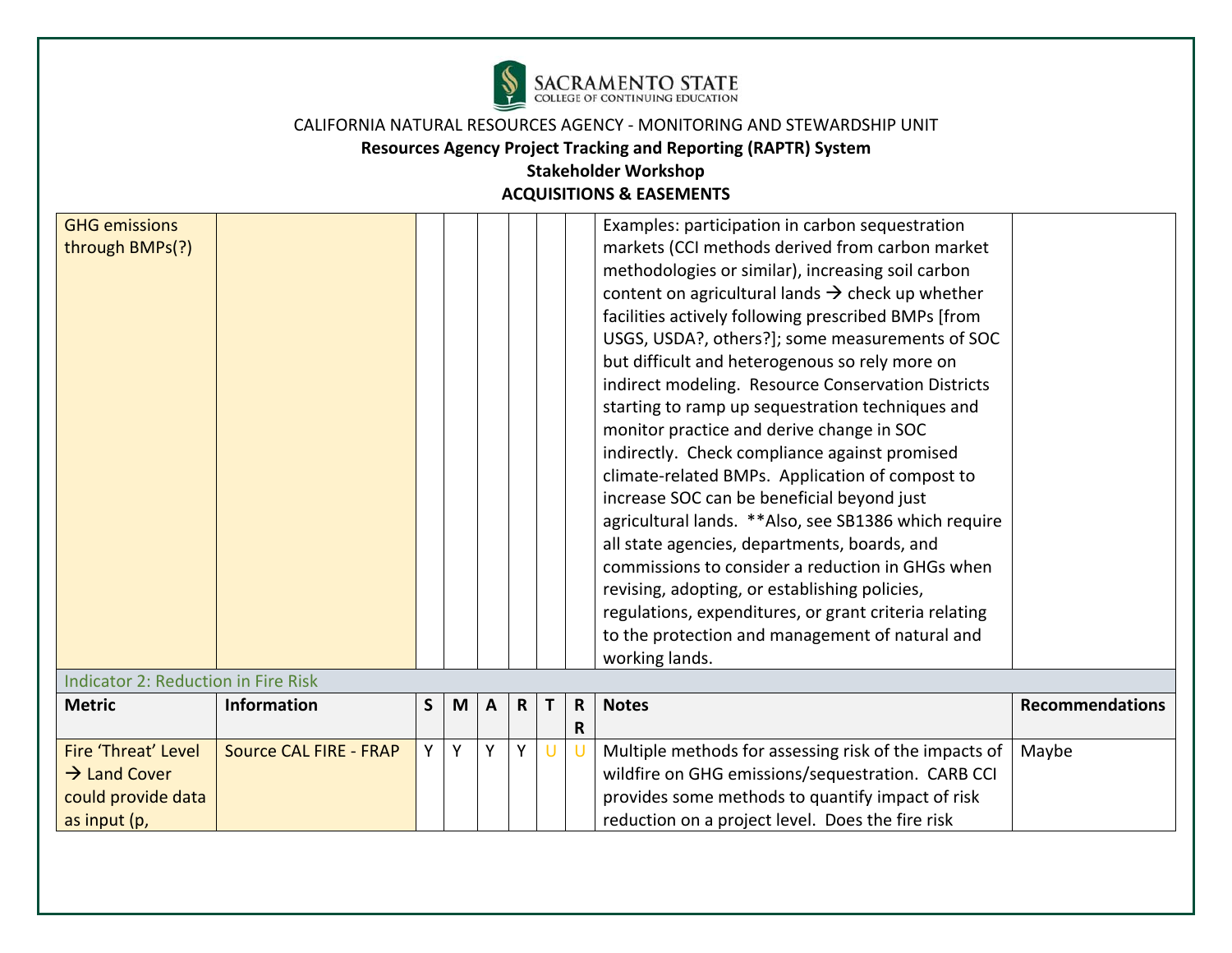CALIFORNIA NATURAL RESOURCES AGENCY - MONITORING AND STEWARDSHIP UNIT

**Resources Agency Project Tracking and Reporting (RAPTR) System**

**Stakeholder Workshop**

**ACQUISITIONS & EASEMENTS**

| Metric | Information | S | M | A | R | T | RR | Notes | Recommendations |
|---|---|---|---|---|---|---|---|---|---|
| GHG emissions through BMPs(?) | | | | | | | | Examples: participation in carbon sequestration markets (CCI methods derived from carbon market methodologies or similar), increasing soil carbon content on agricultural lands → check up whether facilities actively following prescribed BMPs [from USGS, USDA?, others?]; some measurements of SOC but difficult and heterogenous so rely more on indirect modeling. Resource Conservation Districts starting to ramp up sequestration techniques and monitor practice and derive change in SOC indirectly. Check compliance against promised climate-related BMPs. Application of compost to increase SOC can be beneficial beyond just agricultural lands. **Also, see SB1386 which require all state agencies, departments, boards, and commissions to consider a reduction in GHGs when revising, adopting, or establishing policies, regulations, expenditures, or grant criteria relating to the protection and management of natural and working lands. | |
| **Indicator 2: Reduction in Fire Risk** | | | | | | | | | |
| **Metric** | **Information** | **S** | **M** | **A** | **R** | **T** | **RR** | **Notes** | **Recommendations** |
| Fire 'Threat' Level → Land Cover could provide data as input (p, | Source CAL FIRE - FRAP | Y | Y | Y | Y | U | U | Multiple methods for assessing risk of the impacts of wildfire on GHG emissions/sequestration. CARB CCI provides some methods to quantify impact of risk reduction on a project level. Does the fire risk | Maybe |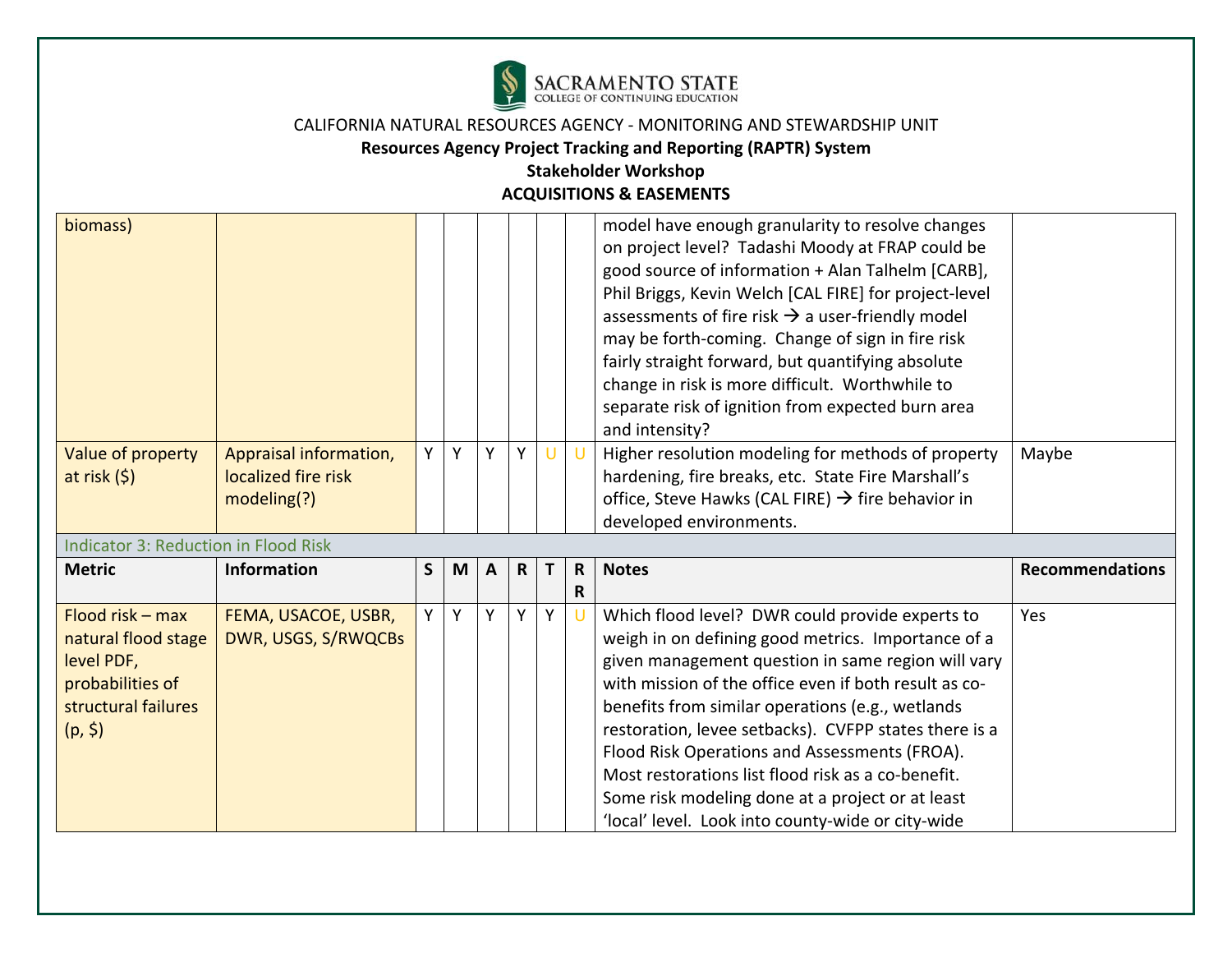CALIFORNIA NATURAL RESOURCES AGENCY - MONITORING AND STEWARDSHIP UNIT

**Resources Agency Project Tracking and Reporting (RAPTR) System**

**Stakeholder Workshop**

**ACQUISITIONS & EASEMENTS**

| | | | | | | | | | |
|---|---|---|---|---|---|---|---|---|---|
| biomass) | | | | | | | | model have enough granularity to resolve changes on project level? Tadashi Moody at FRAP could be good source of information + Alan Talhelm [CARB], Phil Briggs, Kevin Welch [CAL FIRE] for project-level assessments of fire risk → a user-friendly model may be forth-coming. Change of sign in fire risk fairly straight forward, but quantifying absolute change in risk is more difficult. Worthwhile to separate risk of ignition from expected burn area and intensity? | |
| Value of property at risk ($) | Appraisal information, localized fire risk modeling(?) | Y | Y | Y | Y | U | U | Higher resolution modeling for methods of property hardening, fire breaks, etc. State Fire Marshall's office, Steve Hawks (CAL FIRE) → fire behavior in developed environments. | Maybe |
| Indicator 3: Reduction in Flood Risk | | | | | | | | | |
| **Metric** | **Information** | **S** | **M** | **A** | **R** | **T** | **RR** | **Notes** | **Recommendations** |
| Flood risk – max natural flood stage level PDF, probabilities of structural failures (p, $) | FEMA, USACOE, USBR, DWR, USGS, S/RWQCBs | Y | Y | Y | Y | Y | U | Which flood level? DWR could provide experts to weigh in on defining good metrics. Importance of a given management question in same region will vary with mission of the office even if both result as co-benefits from similar operations (e.g., wetlands restoration, levee setbacks). CVFPP states there is a Flood Risk Operations and Assessments (FROA). Most restorations list flood risk as a co-benefit. Some risk modeling done at a project or at least 'local' level. Look into county-wide or city-wide | Yes |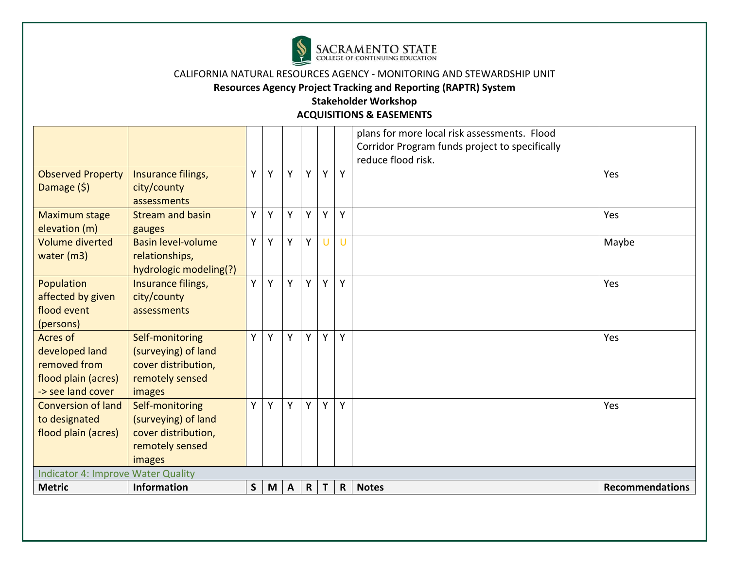CALIFORNIA NATURAL RESOURCES AGENCY - MONITORING AND STEWARDSHIP UNIT

**Resources Agency Project Tracking and Reporting (RAPTR) System**

**Stakeholder Workshop**

**ACQUISITIONS & EASEMENTS**

| Metric | Information | S | M | A | R | T | R | Notes | Recommendations |
|---|---|---|---|---|---|---|---|---|---|
| | | | | | | | | plans for more local risk assessments. Flood Corridor Program funds project to specifically reduce flood risk. | |
| Observed Property Damage ($) | Insurance filings, city/county assessments | Y | Y | Y | Y | Y | Y | | Yes |
| Maximum stage elevation (m) | Stream and basin gauges | Y | Y | Y | Y | Y | Y | | Yes |
| Volume diverted water (m3) | Basin level-volume relationships, hydrologic modeling(?) | Y | Y | Y | Y | U | U | | Maybe |
| Population affected by given flood event (persons) | Insurance filings, city/county assessments | Y | Y | Y | Y | Y | Y | | Yes |
| Acres of developed land removed from flood plain (acres) -> see land cover | Self-monitoring (surveying) of land cover distribution, remotely sensed images | Y | Y | Y | Y | Y | Y | | Yes |
| Conversion of land to designated flood plain (acres) | Self-monitoring (surveying) of land cover distribution, remotely sensed images | Y | Y | Y | Y | Y | Y | | Yes |

Indicator 4: Improve Water Quality

| Metric | Information | S | M | A | R | T | R | Notes | Recommendations |
|---|---|---|---|---|---|---|---|---|---|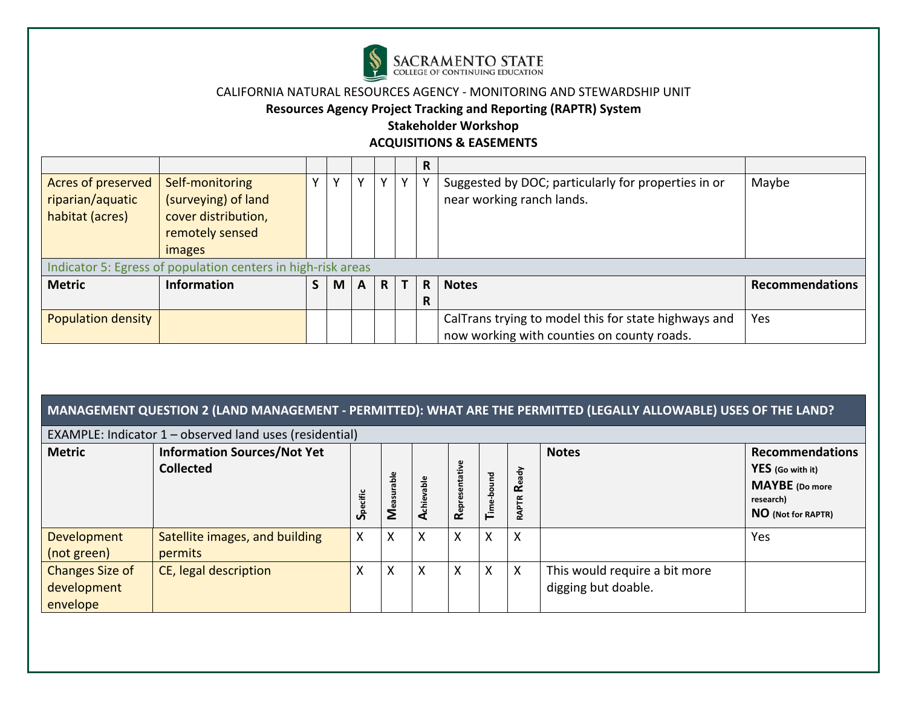CALIFORNIA NATURAL RESOURCES AGENCY - MONITORING AND STEWARDSHIP UNIT

**Resources Agency Project Tracking and Reporting (RAPTR) System**

**Stakeholder Workshop**

**ACQUISITIONS & EASEMENTS**

| | | | | | | | R | | |
|---|---|---|---|---|---|---|---|---|---|
| Acres of preserved riparian/aquatic habitat (acres) | Self-monitoring (surveying) of land cover distribution, remotely sensed images | Y | Y | Y | Y | Y | Y | Suggested by DOC; particularly for properties in or near working ranch lands. | Maybe |
| Indicator 5: Egress of population centers in high-risk areas | | | | | | | | | |
| **Metric** | **Information** | **S** | **M** | **A** | **R** | **T** | **RR** | **Notes** | **Recommendations** |
| Population density | | | | | | | | CalTrans trying to model this for state highways and now working with counties on county roads. | Yes |

**MANAGEMENT QUESTION 2 (LAND MANAGEMENT - PERMITTED): WHAT ARE THE PERMITTED (LEGALLY ALLOWABLE) USES OF THE LAND?**

EXAMPLE: Indicator 1 – observed land uses (residential)

| Metric | Information Sources/Not Yet Collected | Specific | Measurable | Achievable | Representative | Time-bound | RAPTR Ready | Notes | Recommendations YES (Go with it) MAYBE (Do more research) NO (Not for RAPTR) |
|---|---|---|---|---|---|---|---|---|---|
| Development (not green) | Satellite images, and building permits | X | X | X | X | X | X | | Yes |
| Changes Size of development envelope | CE, legal description | X | X | X | X | X | X | This would require a bit more digging but doable. | |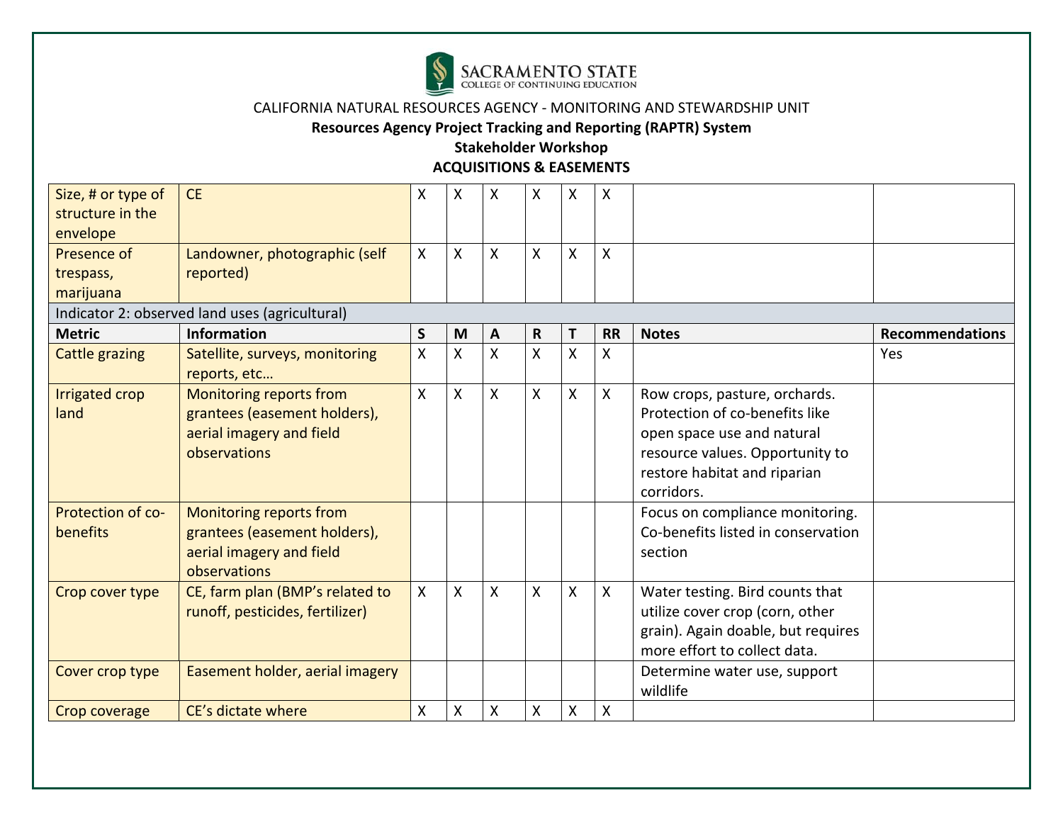CALIFORNIA NATURAL RESOURCES AGENCY - MONITORING AND STEWARDSHIP UNIT

**Resources Agency Project Tracking and Reporting (RAPTR) System**

**Stakeholder Workshop**

**ACQUISITIONS & EASEMENTS**

| | | | | | | | | | |
|---|---|---|---|---|---|---|---|---|---|
| Size, # or type of structure in the envelope | CE | X | X | X | X | X | X | | |
| Presence of trespass, marijuana | Landowner, photographic (self reported) | X | X | X | X | X | X | | |
| Indicator 2: observed land uses (agricultural) | | | | | | | | | |
| **Metric** | **Information** | **S** | **M** | **A** | **R** | **T** | **RR** | **Notes** | **Recommendations** |
| Cattle grazing | Satellite, surveys, monitoring reports, etc… | X | X | X | X | X | X | | Yes |
| Irrigated crop land | Monitoring reports from grantees (easement holders), aerial imagery and field observations | X | X | X | X | X | X | Row crops, pasture, orchards. Protection of co-benefits like open space use and natural resource values. Opportunity to restore habitat and riparian corridors. | |
| Protection of co-benefits | Monitoring reports from grantees (easement holders), aerial imagery and field observations | | | | | | | Focus on compliance monitoring. Co-benefits listed in conservation section | |
| Crop cover type | CE, farm plan (BMP's related to runoff, pesticides, fertilizer) | X | X | X | X | X | X | Water testing. Bird counts that utilize cover crop (corn, other grain). Again doable, but requires more effort to collect data. | |
| Cover crop type | Easement holder, aerial imagery | | | | | | | Determine water use, support wildlife | |
| Crop coverage | CE's dictate where | X | X | X | X | X | X | | |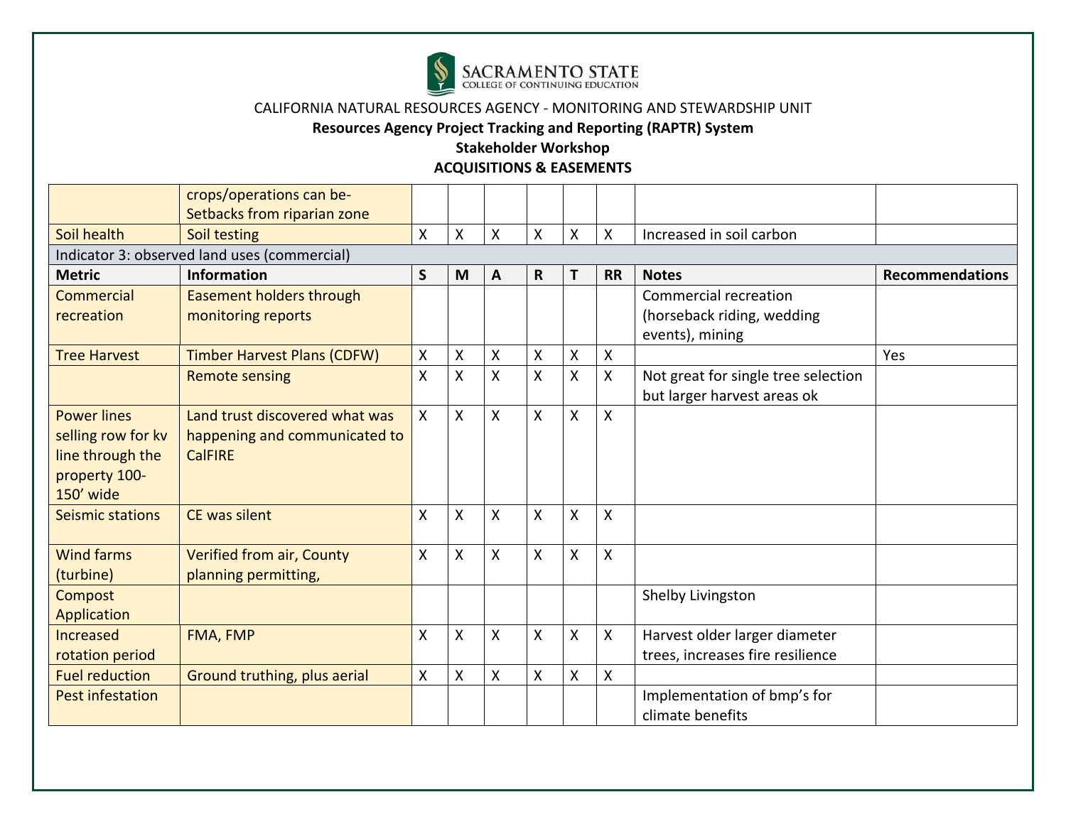CALIFORNIA NATURAL RESOURCES AGENCY - MONITORING AND STEWARDSHIP UNIT

**Resources Agency Project Tracking and Reporting (RAPTR) System**

**Stakeholder Workshop**

**ACQUISITIONS & EASEMENTS**

| | | | | | | | | | |
|---|---|---|---|---|---|---|---|---|---|
| | crops/operations can be-Setbacks from riparian zone | | | | | | | | |
| Soil health | Soil testing | X | X | X | X | X | X | Increased in soil carbon | |
| Indicator 3: observed land uses (commercial) | | | | | | | | | |
| **Metric** | **Information** | **S** | **M** | **A** | **R** | **T** | **RR** | **Notes** | **Recommendations** |
| Commercial recreation | Easement holders through monitoring reports | | | | | | | Commercial recreation (horseback riding, wedding events), mining | |
| Tree Harvest | Timber Harvest Plans (CDFW) | X | X | X | X | X | X | | Yes |
| | Remote sensing | X | X | X | X | X | X | Not great for single tree selection but larger harvest areas ok | |
| Power lines selling row for kv line through the property 100-150' wide | Land trust discovered what was happening and communicated to CalFIRE | X | X | X | X | X | X | | |
| Seismic stations | CE was silent | X | X | X | X | X | X | | |
| Wind farms (turbine) | Verified from air, County planning permitting, | X | X | X | X | X | X | | |
| Compost Application | | | | | | | | Shelby Livingston | |
| Increased rotation period | FMA, FMP | X | X | X | X | X | X | Harvest older larger diameter trees, increases fire resilience | |
| Fuel reduction | Ground truthing, plus aerial | X | X | X | X | X | X | | |
| Pest infestation | | | | | | | | Implementation of bmp's for climate benefits | |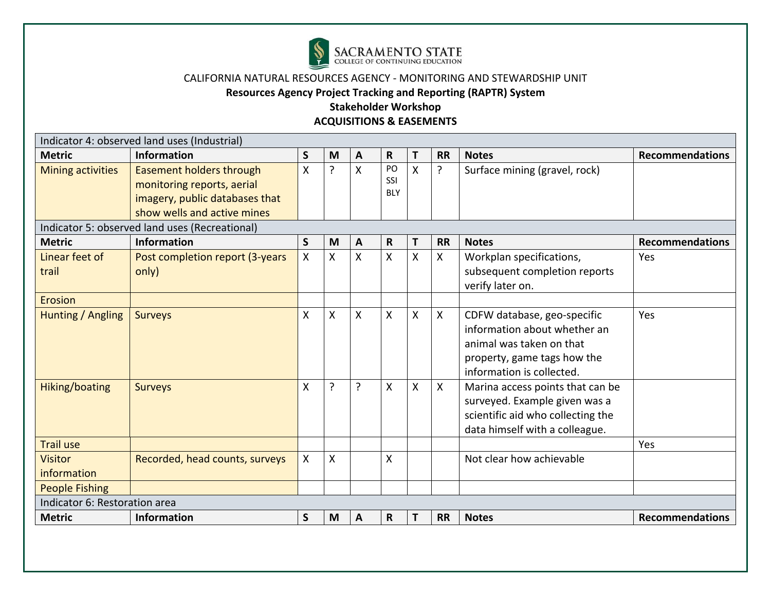SACRAMENTO STATE
COLLEGE OF CONTINUING EDUCATION

CALIFORNIA NATURAL RESOURCES AGENCY - MONITORING AND STEWARDSHIP UNIT

**Resources Agency Project Tracking and Reporting (RAPTR) System**

**Stakeholder Workshop**

**ACQUISITIONS & EASEMENTS**

| Indicator 4: observed land uses (Industrial) | | | | | | | | | |
|---|---|---|---|---|---|---|---|---|---|
| **Metric** | **Information** | **S** | **M** | **A** | **R** | **T** | **RR** | **Notes** | **Recommendations** |
| Mining activities | Easement holders through monitoring reports, aerial imagery, public databases that show wells and active mines | X | ? | X | POSSIBLY | X | ? | Surface mining (gravel, rock) | |
| **Indicator 5: observed land uses (Recreational)** | | | | | | | | | |
| **Metric** | **Information** | **S** | **M** | **A** | **R** | **T** | **RR** | **Notes** | **Recommendations** |
| Linear feet of trail | Post completion report (3-years only) | X | X | X | X | X | X | Workplan specifications, subsequent completion reports verify later on. | Yes |
| Erosion | | | | | | | | | |
| Hunting / Angling | Surveys | X | X | X | X | X | X | CDFW database, geo-specific information about whether an animal was taken on that property, game tags how the information is collected. | Yes |
| Hiking/boating | Surveys | X | ? | ? | X | X | X | Marina access points that can be surveyed. Example given was a scientific aid who collecting the data himself with a colleague. | |
| Trail use | | | | | | | | | Yes |
| Visitor information | Recorded, head counts, surveys | X | X | | X | | | Not clear how achievable | |
| People Fishing | | | | | | | | | |
| **Indicator 6: Restoration area** | | | | | | | | | |
| **Metric** | **Information** | **S** | **M** | **A** | **R** | **T** | **RR** | **Notes** | **Recommendations** |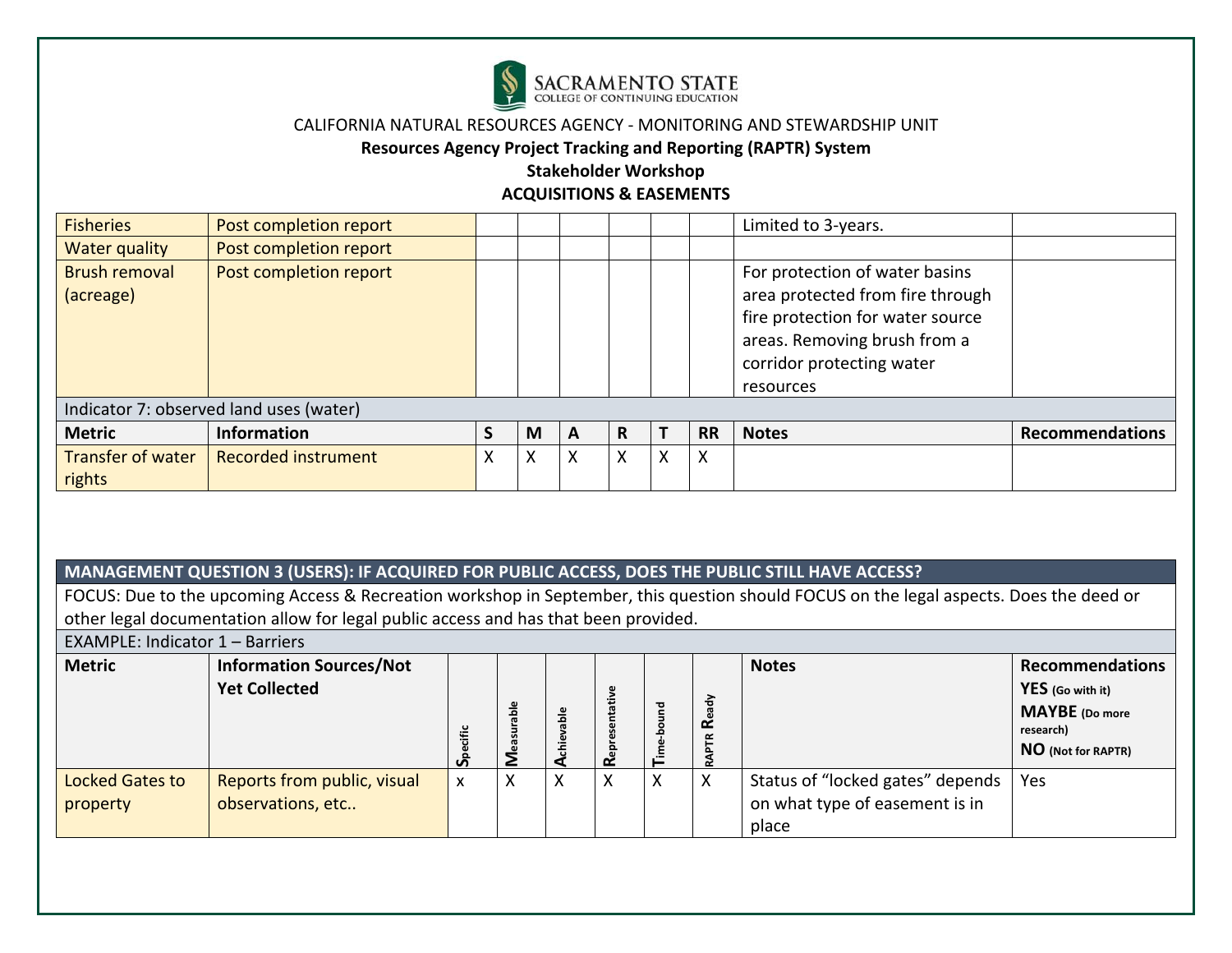CALIFORNIA NATURAL RESOURCES AGENCY - MONITORING AND STEWARDSHIP UNIT

**Resources Agency Project Tracking and Reporting (RAPTR) System**

**Stakeholder Workshop**

**ACQUISITIONS & EASEMENTS**

| | | | | | | | | | |
|---|---|---|---|---|---|---|---|---|---|
| Fisheries | Post completion report | | | | | | | Limited to 3-years. | |
| Water quality | Post completion report | | | | | | | | |
| Brush removal (acreage) | Post completion report | | | | | | | For protection of water basins area protected from fire through fire protection for water source areas. Removing brush from a corridor protecting water resources | |
| Indicator 7: observed land uses (water) | | | | | | | | | |
| **Metric** | **Information** | **S** | **M** | **A** | **R** | **T** | **RR** | **Notes** | **Recommendations** |
| Transfer of water rights | Recorded instrument | X | X | X | X | X | X | | |

| **MANAGEMENT QUESTION 3 (USERS): IF ACQUIRED FOR PUBLIC ACCESS, DOES THE PUBLIC STILL HAVE ACCESS?** | | | | | | | | | |
|---|---|---|---|---|---|---|---|---|---|
| FOCUS: Due to the upcoming Access & Recreation workshop in September, this question should FOCUS on the legal aspects. Does the deed or other legal documentation allow for legal public access and has that been provided. | | | | | | | | | |
| EXAMPLE: Indicator 1 – Barriers | | | | | | | | | |
| **Metric** | **Information Sources/Not Yet Collected** | **S**pecific | **M**easurable | **A**chievable | **R**epresentative | **T**ime-bound | RAPTR **R**eady | **Notes** | **Recommendations** **YES** (Go with it) **MAYBE** (Do more research) **NO** (Not for RAPTR) |
| Locked Gates to property | Reports from public, visual observations, etc.. | x | X | X | X | X | X | Status of "locked gates" depends on what type of easement is in place | Yes |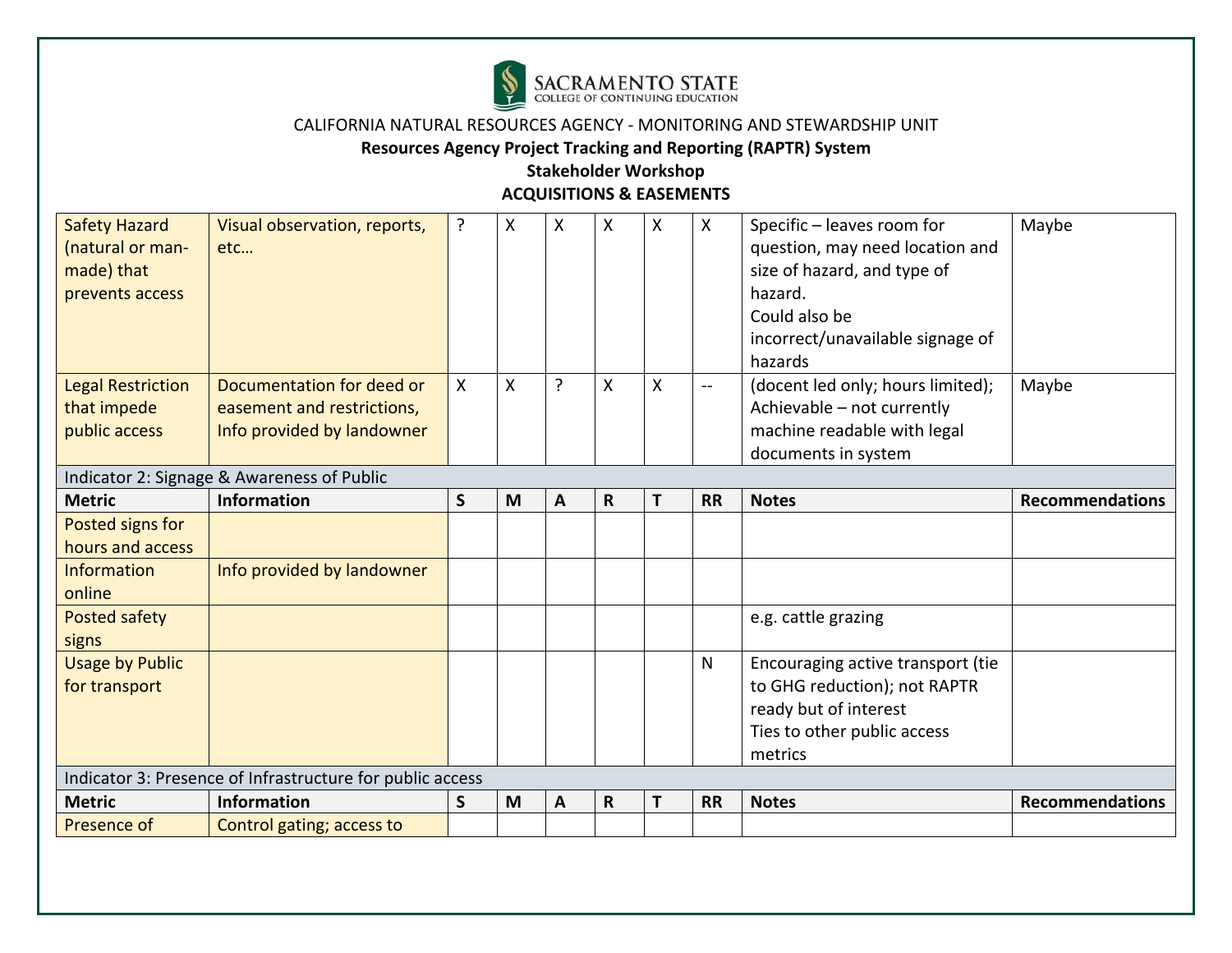SACRAMENTO STATE
COLLEGE OF CONTINUING EDUCATION

CALIFORNIA NATURAL RESOURCES AGENCY - MONITORING AND STEWARDSHIP UNIT

**Resources Agency Project Tracking and Reporting (RAPTR) System**

**Stakeholder Workshop**

**ACQUISITIONS & EASEMENTS**

| | | | | | | | | | |
|---|---|---|---|---|---|---|---|---|---|
| Safety Hazard (natural or man-made) that prevents access | Visual observation, reports, etc… | ? | X | X | X | X | X | Specific – leaves room for question, may need location and size of hazard, and type of hazard.<br>Could also be incorrect/unavailable signage of hazards | Maybe |
| Legal Restriction that impede public access | Documentation for deed or easement and restrictions, Info provided by landowner | X | X | ? | X | X | -- | (docent led only; hours limited); Achievable – not currently machine readable with legal documents in system | Maybe |
| Indicator 2: Signage & Awareness of Public | | | | | | | | | |
| **Metric** | **Information** | **S** | **M** | **A** | **R** | **T** | **RR** | **Notes** | **Recommendations** |
| Posted signs for hours and access | | | | | | | | | |
| Information online | Info provided by landowner | | | | | | | | |
| Posted safety signs | | | | | | | | e.g. cattle grazing | |
| Usage by Public for transport | | | | | | | N | Encouraging active transport (tie to GHG reduction); not RAPTR ready but of interest<br>Ties to other public access metrics | |
| Indicator 3: Presence of Infrastructure for public access | | | | | | | | | |
| **Metric** | **Information** | **S** | **M** | **A** | **R** | **T** | **RR** | **Notes** | **Recommendations** |
| Presence of | Control gating; access to | | | | | | | | |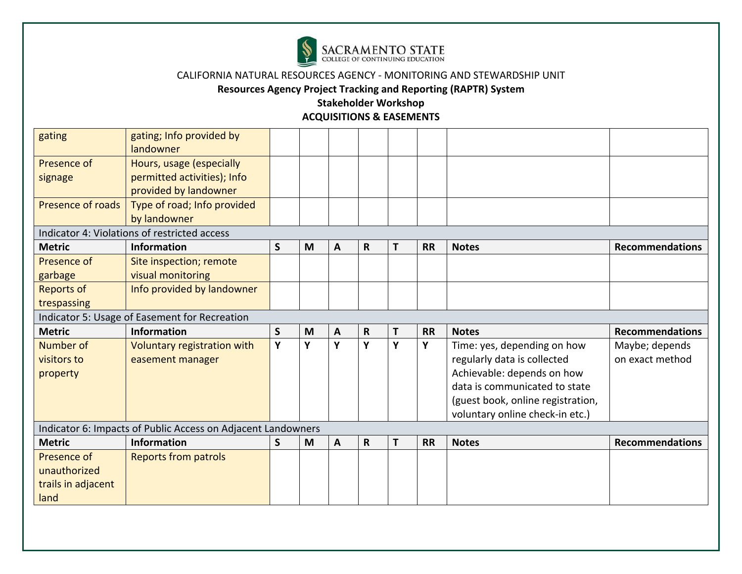CALIFORNIA NATURAL RESOURCES AGENCY - MONITORING AND STEWARDSHIP UNIT

**Resources Agency Project Tracking and Reporting (RAPTR) System**

**Stakeholder Workshop**

**ACQUISITIONS & EASEMENTS**

| Metric | Information | S | M | A | R | T | RR | Notes | Recommendations |
|---|---|---|---|---|---|---|---|---|---|
| gating | gating; Info provided by landowner | | | | | | | | |
| Presence of signage | Hours, usage (especially permitted activities); Info provided by landowner | | | | | | | | |
| Presence of roads | Type of road; Info provided by landowner | | | | | | | | |
| Indicator 4: Violations of restricted access | | | | | | | | | |
| **Metric** | **Information** | **S** | **M** | **A** | **R** | **T** | **RR** | **Notes** | **Recommendations** |
| Presence of garbage | Site inspection; remote visual monitoring | | | | | | | | |
| Reports of trespassing | Info provided by landowner | | | | | | | | |
| Indicator 5: Usage of Easement for Recreation | | | | | | | | | |
| **Metric** | **Information** | **S** | **M** | **A** | **R** | **T** | **RR** | **Notes** | **Recommendations** |
| Number of visitors to property | Voluntary registration with easement manager | **Y** | **Y** | **Y** | **Y** | **Y** | **Y** | Time: yes, depending on how regularly data is collected Achievable: depends on how data is communicated to state (guest book, online registration, voluntary online check-in etc.) | Maybe; depends on exact method |
| Indicator 6: Impacts of Public Access on Adjacent Landowners | | | | | | | | | |
| **Metric** | **Information** | **S** | **M** | **A** | **R** | **T** | **RR** | **Notes** | **Recommendations** |
| Presence of unauthorized trails in adjacent land | Reports from patrols | | | | | | | | |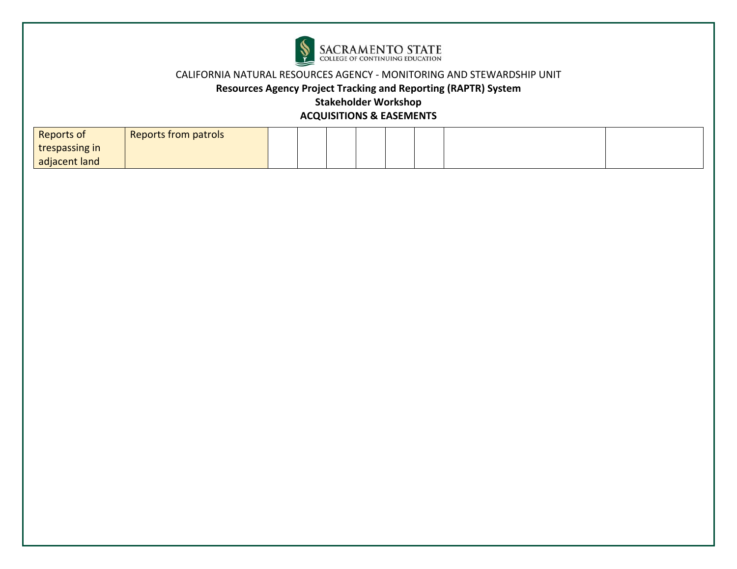CALIFORNIA NATURAL RESOURCES AGENCY - MONITORING AND STEWARDSHIP UNIT

**Resources Agency Project Tracking and Reporting (RAPTR) System**

**Stakeholder Workshop**

**ACQUISITIONS & EASEMENTS**

| | | | | | | | | | |
|---|---|---|---|---|---|---|---|---|---|
| Reports of trespassing in adjacent land | Reports from patrols | | | | | | | | |